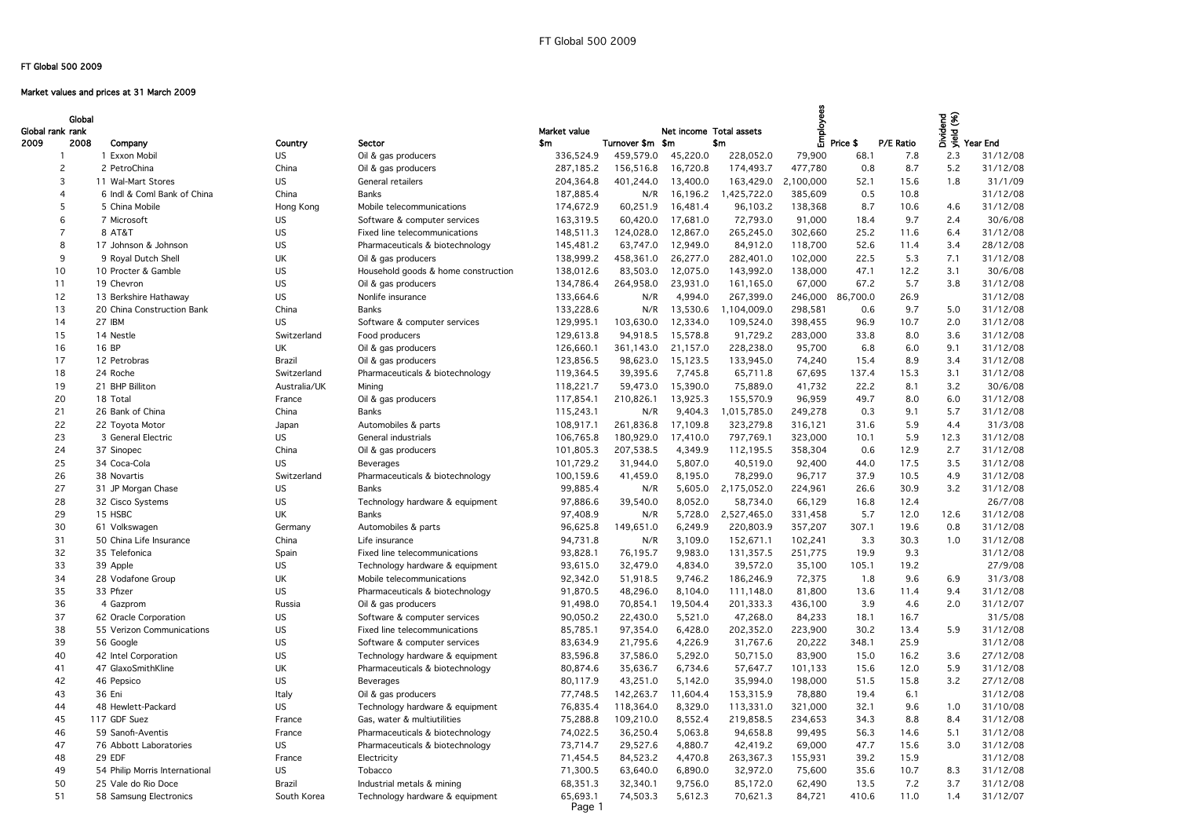# FT Global 500 2009

## Market values and prices at 31 March 2009

| Global rank 2009 | Global rank 2008 | Company | Country | Sector | Market value $m | Turnover $m | Net income $m | Total assets $m | Employees | Price $ | P/E Ratio | Dividend yield (%) | Year End |
|---|---|---|---|---|---|---|---|---|---|---|---|---|---|
| 1 | 1 | Exxon Mobil | US | Oil & gas producers | 336,524.9 | 459,579.0 | 45,220.0 | 228,052.0 | 79,900 | 68.1 | 7.8 | 2.3 | 31/12/08 |
| 2 | 2 | PetroChina | China | Oil & gas producers | 287,185.2 | 156,516.8 | 16,720.8 | 174,493.7 | 477,780 | 0.8 | 8.7 | 5.2 | 31/12/08 |
| 3 | 11 | Wal-Mart Stores | US | General retailers | 204,364.8 | 401,244.0 | 13,400.0 | 163,429.0 | 2,100,000 | 52.1 | 15.6 | 1.8 | 31/1/09 |
| 4 | 6 | Indl & Coml Bank of China | China | Banks | 187,885.4 | N/R | 16,196.2 | 1,425,722.0 | 385,609 | 0.5 | 10.8 | | 31/12/08 |
| 5 | 5 | China Mobile | Hong Kong | Mobile telecommunications | 174,672.9 | 60,251.9 | 16,481.4 | 96,103.2 | 138,368 | 8.7 | 10.6 | 4.6 | 31/12/08 |
| 6 | 7 | Microsoft | US | Software & computer services | 163,319.5 | 60,420.0 | 17,681.0 | 72,793.0 | 91,000 | 18.4 | 9.7 | 2.4 | 30/6/08 |
| 7 | 8 | AT&T | US | Fixed line telecommunications | 148,511.3 | 124,028.0 | 12,867.0 | 265,245.0 | 302,660 | 25.2 | 11.6 | 6.4 | 31/12/08 |
| 8 | 17 | Johnson & Johnson | US | Pharmaceuticals & biotechnology | 145,481.2 | 63,747.0 | 12,949.0 | 84,912.0 | 118,700 | 52.6 | 11.4 | 3.4 | 28/12/08 |
| 9 | 9 | Royal Dutch Shell | UK | Oil & gas producers | 138,999.2 | 458,361.0 | 26,277.0 | 282,401.0 | 102,000 | 22.5 | 5.3 | 7.1 | 31/12/08 |
| 10 | 10 | Procter & Gamble | US | Household goods & home construction | 138,012.6 | 83,503.0 | 12,075.0 | 143,992.0 | 138,000 | 47.1 | 12.2 | 3.1 | 30/6/08 |
| 11 | 19 | Chevron | US | Oil & gas producers | 134,786.4 | 264,958.0 | 23,931.0 | 161,165.0 | 67,000 | 67.2 | 5.7 | 3.8 | 31/12/08 |
| 12 | 13 | Berkshire Hathaway | US | Nonlife insurance | 133,664.6 | N/R | 4,994.0 | 267,399.0 | 246,000 | 86,700.0 | 26.9 | | 31/12/08 |
| 13 | 20 | China Construction Bank | China | Banks | 133,228.6 | N/R | 13,530.6 | 1,104,009.0 | 298,581 | 0.6 | 9.7 | 5.0 | 31/12/08 |
| 14 | 27 | IBM | US | Software & computer services | 129,995.1 | 103,630.0 | 12,334.0 | 109,524.0 | 398,455 | 96.9 | 10.7 | 2.0 | 31/12/08 |
| 15 | 14 | Nestle | Switzerland | Food producers | 129,613.8 | 94,918.5 | 15,578.8 | 91,729.2 | 283,000 | 33.8 | 8.0 | 3.6 | 31/12/08 |
| 16 | 16 | BP | UK | Oil & gas producers | 126,660.1 | 361,143.0 | 21,157.0 | 228,238.0 | 95,700 | 6.8 | 6.0 | 9.1 | 31/12/08 |
| 17 | 12 | Petrobras | Brazil | Oil & gas producers | 123,856.5 | 98,623.0 | 15,123.5 | 133,945.0 | 74,240 | 15.4 | 8.9 | 3.4 | 31/12/08 |
| 18 | 24 | Roche | Switzerland | Pharmaceuticals & biotechnology | 119,364.5 | 39,395.6 | 7,745.8 | 65,711.8 | 67,695 | 137.4 | 15.3 | 3.1 | 31/12/08 |
| 19 | 21 | BHP Billiton | Australia/UK | Mining | 118,221.7 | 59,473.0 | 15,390.0 | 75,889.0 | 41,732 | 22.2 | 8.1 | 3.2 | 30/6/08 |
| 20 | 18 | Total | France | Oil & gas producers | 117,854.1 | 210,826.1 | 13,925.3 | 155,570.9 | 96,959 | 49.7 | 8.0 | 6.0 | 31/12/08 |
| 21 | 26 | Bank of China | China | Banks | 115,243.1 | N/R | 9,404.3 | 1,015,785.0 | 249,278 | 0.3 | 9.1 | 5.7 | 31/12/08 |
| 22 | 22 | Toyota Motor | Japan | Automobiles & parts | 108,917.1 | 261,836.8 | 17,109.8 | 323,279.8 | 316,121 | 31.6 | 5.9 | 4.4 | 31/3/08 |
| 23 | 3 | General Electric | US | General industrials | 106,765.8 | 180,929.0 | 17,410.0 | 797,769.1 | 323,000 | 10.1 | 5.9 | 12.3 | 31/12/08 |
| 24 | 37 | Sinopec | China | Oil & gas producers | 101,805.3 | 207,538.5 | 4,349.9 | 112,195.5 | 358,304 | 0.6 | 12.9 | 2.7 | 31/12/08 |
| 25 | 34 | Coca-Cola | US | Beverages | 101,729.2 | 31,944.0 | 5,807.0 | 40,519.0 | 92,400 | 44.0 | 17.5 | 3.5 | 31/12/08 |
| 26 | 38 | Novartis | Switzerland | Pharmaceuticals & biotechnology | 100,159.6 | 41,459.0 | 8,195.0 | 78,299.0 | 96,717 | 37.9 | 10.5 | 4.9 | 31/12/08 |
| 27 | 31 | JP Morgan Chase | US | Banks | 99,885.4 | N/R | 5,605.0 | 2,175,052.0 | 224,961 | 26.6 | 30.9 | 3.2 | 31/12/08 |
| 28 | 32 | Cisco Systems | US | Technology hardware & equipment | 97,886.6 | 39,540.0 | 8,052.0 | 58,734.0 | 66,129 | 16.8 | 12.4 | | 26/7/08 |
| 29 | 15 | HSBC | UK | Banks | 97,408.9 | N/R | 5,728.0 | 2,527,465.0 | 331,458 | 5.7 | 12.0 | 12.6 | 31/12/08 |
| 30 | 61 | Volkswagen | Germany | Automobiles & parts | 96,625.8 | 149,651.0 | 6,249.9 | 220,803.9 | 357,207 | 307.1 | 19.6 | 0.8 | 31/12/08 |
| 31 | 50 | China Life Insurance | China | Life insurance | 94,731.8 | N/R | 3,109.0 | 152,671.1 | 102,241 | 3.3 | 30.3 | 1.0 | 31/12/08 |
| 32 | 35 | Telefonica | Spain | Fixed line telecommunications | 93,828.1 | 76,195.7 | 9,983.0 | 131,357.5 | 251,775 | 19.9 | 9.3 | | 31/12/08 |
| 33 | 39 | Apple | US | Technology hardware & equipment | 93,615.0 | 32,479.0 | 4,834.0 | 39,572.0 | 35,100 | 105.1 | 19.2 | | 27/9/08 |
| 34 | 28 | Vodafone Group | UK | Mobile telecommunications | 92,342.0 | 51,918.5 | 9,746.2 | 186,246.9 | 72,375 | 1.8 | 9.6 | 6.9 | 31/3/08 |
| 35 | 33 | Pfizer | US | Pharmaceuticals & biotechnology | 91,870.5 | 48,296.0 | 8,104.0 | 111,148.0 | 81,800 | 13.6 | 11.4 | 9.4 | 31/12/08 |
| 36 | 4 | Gazprom | Russia | Oil & gas producers | 91,498.0 | 70,854.1 | 19,504.4 | 201,333.3 | 436,100 | 3.9 | 4.6 | 2.0 | 31/12/07 |
| 37 | 62 | Oracle Corporation | US | Software & computer services | 90,050.2 | 22,430.0 | 5,521.0 | 47,268.0 | 84,233 | 18.1 | 16.7 | | 31/5/08 |
| 38 | 55 | Verizon Communications | US | Fixed line telecommunications | 85,785.1 | 97,354.0 | 6,428.0 | 202,352.0 | 223,900 | 30.2 | 13.4 | 5.9 | 31/12/08 |
| 39 | 56 | Google | US | Software & computer services | 83,634.9 | 21,795.6 | 4,226.9 | 31,767.6 | 20,222 | 348.1 | 25.9 | | 31/12/08 |
| 40 | 42 | Intel Corporation | US | Technology hardware & equipment | 83,596.8 | 37,586.0 | 5,292.0 | 50,715.0 | 83,900 | 15.0 | 16.2 | 3.6 | 27/12/08 |
| 41 | 47 | GlaxoSmithKline | UK | Pharmaceuticals & biotechnology | 80,874.6 | 35,636.7 | 6,734.6 | 57,647.7 | 101,133 | 15.6 | 12.0 | 5.9 | 31/12/08 |
| 42 | 46 | Pepsico | US | Beverages | 80,117.9 | 43,251.0 | 5,142.0 | 35,994.0 | 198,000 | 51.5 | 15.8 | 3.2 | 27/12/08 |
| 43 | 36 | Eni | Italy | Oil & gas producers | 77,748.5 | 142,263.7 | 11,604.4 | 153,315.9 | 78,880 | 19.4 | 6.1 | | 31/12/08 |
| 44 | 48 | Hewlett-Packard | US | Technology hardware & equipment | 76,835.4 | 118,364.0 | 8,329.0 | 113,331.0 | 321,000 | 32.1 | 9.6 | 1.0 | 31/10/08 |
| 45 | 117 | GDF Suez | France | Gas, water & multiutilities | 75,288.8 | 109,210.0 | 8,552.4 | 219,858.5 | 234,653 | 34.3 | 8.8 | 8.4 | 31/12/08 |
| 46 | 59 | Sanofi-Aventis | France | Pharmaceuticals & biotechnology | 74,022.5 | 36,250.4 | 5,063.8 | 94,658.8 | 99,495 | 56.3 | 14.6 | 5.1 | 31/12/08 |
| 47 | 76 | Abbott Laboratories | US | Pharmaceuticals & biotechnology | 73,714.7 | 29,527.6 | 4,880.7 | 42,419.2 | 69,000 | 47.7 | 15.6 | 3.0 | 31/12/08 |
| 48 | 29 | EDF | France | Electricity | 71,454.5 | 84,523.2 | 4,470.8 | 263,367.3 | 155,931 | 39.2 | 15.9 | | 31/12/08 |
| 49 | 54 | Philip Morris International | US | Tobacco | 71,300.5 | 63,640.0 | 6,890.0 | 32,972.0 | 75,600 | 35.6 | 10.7 | 8.3 | 31/12/08 |
| 50 | 25 | Vale do Rio Doce | Brazil | Industrial metals & mining | 68,351.3 | 32,340.1 | 9,756.0 | 85,172.0 | 62,490 | 13.5 | 7.2 | 3.7 | 31/12/08 |
| 51 | 58 | Samsung Electronics | South Korea | Technology hardware & equipment | 65,693.1 | 74,503.3 | 5,612.3 | 70,621.3 | 84,721 | 410.6 | 11.0 | 1.4 | 31/12/07 |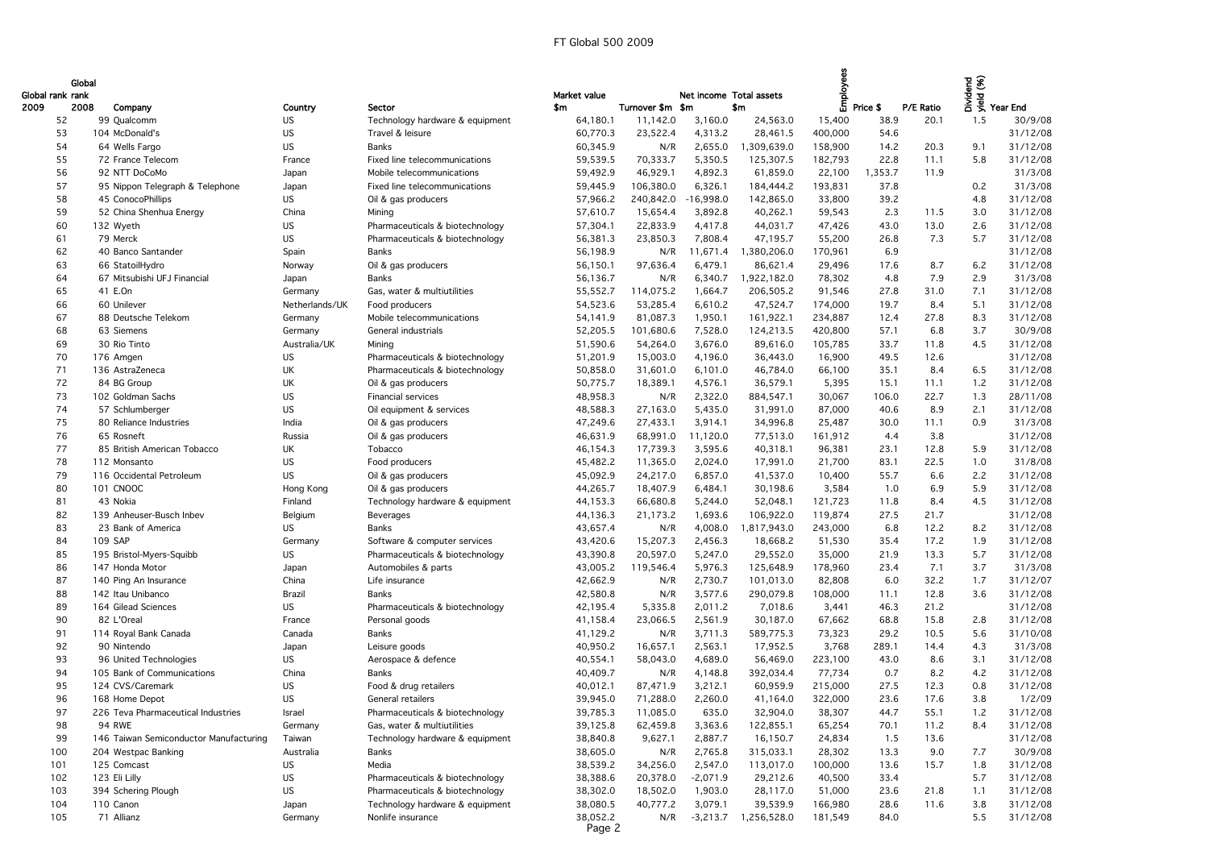| Global rank 2009 | Global rank 2008 | Company | Country | Sector | Market value $m | Turnover $m | Net income $m | Total assets $m | Employees | Price $ | P/E Ratio | Dividend yield (%) | Year End |
|---|---|---|---|---|---|---|---|---|---|---|---|---|---|
| 52 | 99 | Qualcomm | US | Technology hardware & equipment | 64,180.1 | 11,142.0 | 3,160.0 | 24,563.0 | 15,400 | 38.9 | 20.1 | 1.5 | 30/9/08 |
| 53 | 104 | McDonald's | US | Travel & leisure | 60,770.3 | 23,522.4 | 4,313.2 | 28,461.5 | 400,000 | 54.6 | | | 31/12/08 |
| 54 | 64 | Wells Fargo | US | Banks | 60,345.9 | N/R | 2,655.0 | 1,309,639.0 | 158,900 | 14.2 | 20.3 | 9.1 | 31/12/08 |
| 55 | 72 | France Telecom | France | Fixed line telecommunications | 59,539.5 | 70,333.7 | 5,350.5 | 125,307.5 | 182,793 | 22.8 | 11.1 | 5.8 | 31/12/08 |
| 56 | 92 | NTT DoCoMo | Japan | Mobile telecommunications | 59,492.9 | 46,929.1 | 4,892.3 | 61,859.0 | 22,100 | 1,353.7 | 11.9 | | 31/3/08 |
| 57 | 95 | Nippon Telegraph & Telephone | Japan | Fixed line telecommunications | 59,445.9 | 106,380.0 | 6,326.1 | 184,444.2 | 193,831 | 37.8 | | 0.2 | 31/3/08 |
| 58 | 45 | ConocoPhillips | US | Oil & gas producers | 57,966.2 | 240,842.0 | -16,998.0 | 142,865.0 | 33,800 | 39.2 | | 4.8 | 31/12/08 |
| 59 | 52 | China Shenhua Energy | China | Mining | 57,610.7 | 15,654.4 | 3,892.8 | 40,262.1 | 59,543 | 2.3 | 11.5 | 3.0 | 31/12/08 |
| 60 | 132 | Wyeth | US | Pharmaceuticals & biotechnology | 57,304.1 | 22,833.9 | 4,417.8 | 44,031.7 | 47,426 | 43.0 | 13.0 | 2.6 | 31/12/08 |
| 61 | 79 | Merck | US | Pharmaceuticals & biotechnology | 56,381.3 | 23,850.3 | 7,808.4 | 47,195.7 | 55,200 | 26.8 | 7.3 | 5.7 | 31/12/08 |
| 62 | 40 | Banco Santander | Spain | Banks | 56,198.9 | N/R | 11,671.4 | 1,380,206.0 | 170,961 | 6.9 | | | 31/12/08 |
| 63 | 66 | StatoilHydro | Norway | Oil & gas producers | 56,150.1 | 97,636.4 | 6,479.1 | 86,621.4 | 29,496 | 17.6 | 8.7 | 6.2 | 31/12/08 |
| 64 | 67 | Mitsubishi UFJ Financial | Japan | Banks | 56,136.7 | N/R | 6,340.7 | 1,922,182.0 | 78,302 | 4.8 | 7.9 | 2.9 | 31/3/08 |
| 65 | 41 | E.On | Germany | Gas, water & multiutilities | 55,552.7 | 114,075.2 | 1,664.7 | 206,505.2 | 91,546 | 27.8 | 31.0 | 7.1 | 31/12/08 |
| 66 | 60 | Unilever | Netherlands/UK | Food producers | 54,523.6 | 53,285.4 | 6,610.2 | 47,524.7 | 174,000 | 19.7 | 8.4 | 5.1 | 31/12/08 |
| 67 | 88 | Deutsche Telekom | Germany | Mobile telecommunications | 54,141.9 | 81,087.3 | 1,950.1 | 161,922.1 | 234,887 | 12.4 | 27.8 | 8.3 | 31/12/08 |
| 68 | 63 | Siemens | Germany | General industrials | 52,205.5 | 101,680.6 | 7,528.0 | 124,213.5 | 420,800 | 57.1 | 6.8 | 3.7 | 30/9/08 |
| 69 | 30 | Rio Tinto | Australia/UK | Mining | 51,590.6 | 54,264.0 | 3,676.0 | 89,616.0 | 105,785 | 33.7 | 11.8 | 4.5 | 31/12/08 |
| 70 | 176 | Amgen | US | Pharmaceuticals & biotechnology | 51,201.9 | 15,003.0 | 4,196.0 | 36,443.0 | 16,900 | 49.5 | 12.6 | | 31/12/08 |
| 71 | 136 | AstraZeneca | UK | Pharmaceuticals & biotechnology | 50,858.0 | 31,601.0 | 6,101.0 | 46,784.0 | 66,100 | 35.1 | 8.4 | 6.5 | 31/12/08 |
| 72 | 84 | BG Group | UK | Oil & gas producers | 50,775.7 | 18,389.1 | 4,576.1 | 36,579.1 | 5,395 | 15.1 | 11.1 | 1.2 | 31/12/08 |
| 73 | 102 | Goldman Sachs | US | Financial services | 48,958.3 | N/R | 2,322.0 | 884,547.1 | 30,067 | 106.0 | 22.7 | 1.3 | 28/11/08 |
| 74 | 57 | Schlumberger | US | Oil equipment & services | 48,588.3 | 27,163.0 | 5,435.0 | 31,991.0 | 87,000 | 40.6 | 8.9 | 2.1 | 31/12/08 |
| 75 | 80 | Reliance Industries | India | Oil & gas producers | 47,249.6 | 27,433.1 | 3,914.1 | 34,996.8 | 25,487 | 30.0 | 11.1 | 0.9 | 31/3/08 |
| 76 | 65 | Rosneft | Russia | Oil & gas producers | 46,631.9 | 68,991.0 | 11,120.0 | 77,513.0 | 161,912 | 4.4 | 3.8 | | 31/12/08 |
| 77 | 85 | British American Tobacco | UK | Tobacco | 46,154.3 | 17,739.3 | 3,595.6 | 40,318.1 | 96,381 | 23.1 | 12.8 | 5.9 | 31/12/08 |
| 78 | 112 | Monsanto | US | Food producers | 45,482.2 | 11,365.0 | 2,024.0 | 17,991.0 | 21,700 | 83.1 | 22.5 | 1.0 | 31/8/08 |
| 79 | 116 | Occidental Petroleum | US | Oil & gas producers | 45,092.9 | 24,217.0 | 6,857.0 | 41,537.0 | 10,400 | 55.7 | 6.6 | 2.2 | 31/12/08 |
| 80 | 101 | CNOOC | Hong Kong | Oil & gas producers | 44,265.7 | 18,407.9 | 6,484.1 | 30,198.6 | 3,584 | 1.0 | 6.9 | 5.9 | 31/12/08 |
| 81 | 43 | Nokia | Finland | Technology hardware & equipment | 44,153.3 | 66,680.8 | 5,244.0 | 52,048.1 | 121,723 | 11.8 | 8.4 | 4.5 | 31/12/08 |
| 82 | 139 | Anheuser-Busch Inbev | Belgium | Beverages | 44,136.3 | 21,173.2 | 1,693.6 | 106,922.0 | 119,874 | 27.5 | 21.7 | | 31/12/08 |
| 83 | 23 | Bank of America | US | Banks | 43,657.4 | N/R | 4,008.0 | 1,817,943.0 | 243,000 | 6.8 | 12.2 | 8.2 | 31/12/08 |
| 84 | 109 | SAP | Germany | Software & computer services | 43,420.6 | 15,207.3 | 2,456.3 | 18,668.2 | 51,530 | 35.4 | 17.2 | 1.9 | 31/12/08 |
| 85 | 195 | Bristol-Myers-Squibb | US | Pharmaceuticals & biotechnology | 43,390.8 | 20,597.0 | 5,247.0 | 29,552.0 | 35,000 | 21.9 | 13.3 | 5.7 | 31/12/08 |
| 86 | 147 | Honda Motor | Japan | Automobiles & parts | 43,005.2 | 119,546.4 | 5,976.3 | 125,648.9 | 178,960 | 23.4 | 7.1 | 3.7 | 31/3/08 |
| 87 | 140 | Ping An Insurance | China | Life insurance | 42,662.9 | N/R | 2,730.7 | 101,013.0 | 82,808 | 6.0 | 32.2 | 1.7 | 31/12/07 |
| 88 | 142 | Itau Unibanco | Brazil | Banks | 42,580.8 | N/R | 3,577.6 | 290,079.8 | 108,000 | 11.1 | 12.8 | 3.6 | 31/12/08 |
| 89 | 164 | Gilead Sciences | US | Pharmaceuticals & biotechnology | 42,195.4 | 5,335.8 | 2,011.2 | 7,018.6 | 3,441 | 46.3 | 21.2 | | 31/12/08 |
| 90 | 82 | L'Oreal | France | Personal goods | 41,158.4 | 23,066.5 | 2,561.9 | 30,187.0 | 67,662 | 68.8 | 15.8 | 2.8 | 31/12/08 |
| 91 | 114 | Royal Bank Canada | Canada | Banks | 41,129.2 | N/R | 3,711.3 | 589,775.3 | 73,323 | 29.2 | 10.5 | 5.6 | 31/10/08 |
| 92 | 90 | Nintendo | Japan | Leisure goods | 40,950.2 | 16,657.1 | 2,563.1 | 17,952.5 | 3,768 | 289.1 | 14.4 | 4.3 | 31/3/08 |
| 93 | 96 | United Technologies | US | Aerospace & defence | 40,554.1 | 58,043.0 | 4,689.0 | 56,469.0 | 223,100 | 43.0 | 8.6 | 3.1 | 31/12/08 |
| 94 | 105 | Bank of Communications | China | Banks | 40,409.7 | N/R | 4,148.8 | 392,034.4 | 77,734 | 0.7 | 8.2 | 4.2 | 31/12/08 |
| 95 | 124 | CVS/Caremark | US | Food & drug retailers | 40,012.1 | 87,471.9 | 3,212.1 | 60,959.9 | 215,000 | 27.5 | 12.3 | 0.8 | 31/12/08 |
| 96 | 168 | Home Depot | US | General retailers | 39,945.0 | 71,288.0 | 2,260.0 | 41,164.0 | 322,000 | 23.6 | 17.6 | 3.8 | 1/2/09 |
| 97 | 226 | Teva Pharmaceutical Industries | Israel | Pharmaceuticals & biotechnology | 39,785.3 | 11,085.0 | 635.0 | 32,904.0 | 38,307 | 44.7 | 55.1 | 1.2 | 31/12/08 |
| 98 | 94 | RWE | Germany | Gas, water & multiutilities | 39,125.8 | 62,459.8 | 3,363.6 | 122,855.1 | 65,254 | 70.1 | 11.2 | 8.4 | 31/12/08 |
| 99 | 146 | Taiwan Semiconductor Manufacturing | Taiwan | Technology hardware & equipment | 38,840.8 | 9,627.1 | 2,887.7 | 16,150.7 | 24,834 | 1.5 | 13.6 | | 31/12/08 |
| 100 | 204 | Westpac Banking | Australia | Banks | 38,605.0 | N/R | 2,765.8 | 315,033.1 | 28,302 | 13.3 | 9.0 | 7.7 | 30/9/08 |
| 101 | 125 | Comcast | US | Media | 38,539.2 | 34,256.0 | 2,547.0 | 113,017.0 | 100,000 | 13.6 | 15.7 | 1.8 | 31/12/08 |
| 102 | 123 | Eli Lilly | US | Pharmaceuticals & biotechnology | 38,388.6 | 20,378.0 | -2,071.9 | 29,212.6 | 40,500 | 33.4 | | 5.7 | 31/12/08 |
| 103 | 394 | Schering Plough | US | Pharmaceuticals & biotechnology | 38,302.0 | 18,502.0 | 1,903.0 | 28,117.0 | 51,000 | 23.6 | 21.8 | 1.1 | 31/12/08 |
| 104 | 110 | Canon | Japan | Technology hardware & equipment | 38,080.5 | 40,777.2 | 3,079.1 | 39,539.9 | 166,980 | 28.6 | 11.6 | 3.8 | 31/12/08 |
| 105 | 71 | Allianz | Germany | Nonlife insurance | 38,052.2 | N/R | -3,213.7 | 1,256,528.0 | 181,549 | 84.0 | | 5.5 | 31/12/08 |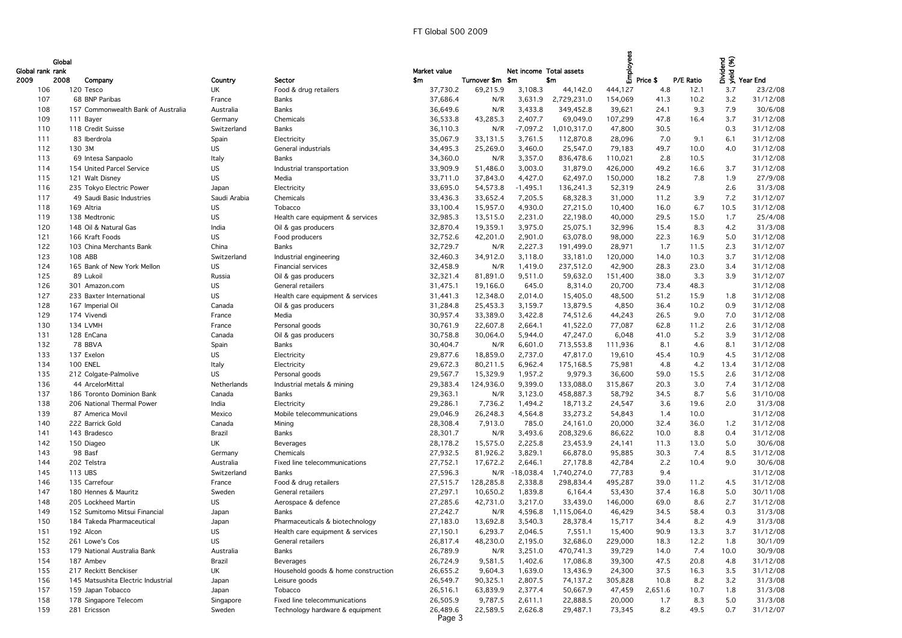| Global rank 2009 | Global rank 2008 | Company | Country | Sector | Market value $m | Turnover $m | Net income $m | Total assets $m | Employees | Price $ | P/E Ratio | Dividend yield (%) | Year End |
|---|---|---|---|---|---|---|---|---|---|---|---|---|---|
| 106 | 120 | Tesco | UK | Food & drug retailers | 37,730.2 | 69,215.9 | 3,108.3 | 44,142.0 | 444,127 | 4.8 | 12.1 | 3.7 | 23/2/08 |
| 107 | 68 | BNP Paribas | France | Banks | 37,686.4 | N/R | 3,631.9 | 2,729,231.0 | 154,069 | 41.3 | 10.2 | 3.2 | 31/12/08 |
| 108 | 157 | Commonwealth Bank of Australia | Australia | Banks | 36,649.6 | N/R | 3,433.8 | 349,452.8 | 39,621 | 24.1 | 9.3 | 7.9 | 30/6/08 |
| 109 | 111 | Bayer | Germany | Chemicals | 36,533.8 | 43,285.3 | 2,407.7 | 69,049.0 | 107,299 | 47.8 | 16.4 | 3.7 | 31/12/08 |
| 110 | 118 | Credit Suisse | Switzerland | Banks | 36,110.3 | N/R | -7,097.2 | 1,010,317.0 | 47,800 | 30.5 | | 0.3 | 31/12/08 |
| 111 | 83 | Iberdrola | Spain | Electricity | 35,067.9 | 33,131.5 | 3,761.5 | 112,870.8 | 28,096 | 7.0 | 9.1 | 6.1 | 31/12/08 |
| 112 | 130 | 3M | US | General industrials | 34,495.3 | 25,269.0 | 3,460.0 | 25,547.0 | 79,183 | 49.7 | 10.0 | 4.0 | 31/12/08 |
| 113 | 69 | Intesa Sanpaolo | Italy | Banks | 34,360.0 | N/R | 3,357.0 | 836,478.6 | 110,021 | 2.8 | 10.5 | | 31/12/08 |
| 114 | 154 | United Parcel Service | US | Industrial transportation | 33,909.9 | 51,486.0 | 3,003.0 | 31,879.0 | 426,000 | 49.2 | 16.6 | 3.7 | 31/12/08 |
| 115 | 121 | Walt Disney | US | Media | 33,711.0 | 37,843.0 | 4,427.0 | 62,497.0 | 150,000 | 18.2 | 7.8 | 1.9 | 27/9/08 |
| 116 | 235 | Tokyo Electric Power | Japan | Electricity | 33,695.0 | 54,573.8 | -1,495.1 | 136,241.3 | 52,319 | 24.9 | | 2.6 | 31/3/08 |
| 117 | 49 | Saudi Basic Industries | Saudi Arabia | Chemicals | 33,436.3 | 33,652.4 | 7,205.5 | 68,328.3 | 31,000 | 11.2 | 3.9 | 7.2 | 31/12/07 |
| 118 | 169 | Altria | US | Tobacco | 33,100.4 | 15,957.0 | 4,930.0 | 27,215.0 | 10,400 | 16.0 | 6.7 | 10.5 | 31/12/08 |
| 119 | 138 | Medtronic | US | Health care equipment & services | 32,985.3 | 13,515.0 | 2,231.0 | 22,198.0 | 40,000 | 29.5 | 15.0 | 1.7 | 25/4/08 |
| 120 | 148 | Oil & Natural Gas | India | Oil & gas producers | 32,870.4 | 19,359.1 | 3,975.0 | 25,075.1 | 32,996 | 15.4 | 8.3 | 4.2 | 31/3/08 |
| 121 | 166 | Kraft Foods | US | Food producers | 32,752.6 | 42,201.0 | 2,901.0 | 63,078.0 | 98,000 | 22.3 | 16.9 | 5.0 | 31/12/08 |
| 122 | 103 | China Merchants Bank | China | Banks | 32,729.7 | N/R | 2,227.3 | 191,499.0 | 28,971 | 1.7 | 11.5 | 2.3 | 31/12/07 |
| 123 | 108 | ABB | Switzerland | Industrial engineering | 32,460.3 | 34,912.0 | 3,118.0 | 33,181.0 | 120,000 | 14.0 | 10.3 | 3.7 | 31/12/08 |
| 124 | 165 | Bank of New York Mellon | US | Financial services | 32,458.9 | N/R | 1,419.0 | 237,512.0 | 42,900 | 28.3 | 23.0 | 3.4 | 31/12/08 |
| 125 | 89 | Lukoil | Russia | Oil & gas producers | 32,321.4 | 81,891.0 | 9,511.0 | 59,632.0 | 151,400 | 38.0 | 3.3 | 3.9 | 31/12/07 |
| 126 | 301 | Amazon.com | US | General retailers | 31,475.1 | 19,166.0 | 645.0 | 8,314.0 | 20,700 | 73.4 | 48.3 | | 31/12/08 |
| 127 | 233 | Baxter International | US | Health care equipment & services | 31,441.3 | 12,348.0 | 2,014.0 | 15,405.0 | 48,500 | 51.2 | 15.9 | 1.8 | 31/12/08 |
| 128 | 167 | Imperial Oil | Canada | Oil & gas producers | 31,284.8 | 25,453.3 | 3,159.7 | 13,879.5 | 4,850 | 36.4 | 10.2 | 0.9 | 31/12/08 |
| 129 | 174 | Vivendi | France | Media | 30,957.4 | 33,389.0 | 3,422.8 | 74,512.6 | 44,243 | 26.5 | 9.0 | 7.0 | 31/12/08 |
| 130 | 134 | LVMH | France | Personal goods | 30,761.9 | 22,607.8 | 2,664.1 | 41,522.0 | 77,087 | 62.8 | 11.2 | 2.6 | 31/12/08 |
| 131 | 128 | EnCana | Canada | Oil & gas producers | 30,758.8 | 30,064.0 | 5,944.0 | 47,247.0 | 6,048 | 41.0 | 5.2 | 3.9 | 31/12/08 |
| 132 | 78 | BBVA | Spain | Banks | 30,404.7 | N/R | 6,601.0 | 713,553.8 | 111,936 | 8.1 | 4.6 | 8.1 | 31/12/08 |
| 133 | 137 | Exelon | US | Electricity | 29,877.6 | 18,859.0 | 2,737.0 | 47,817.0 | 19,610 | 45.4 | 10.9 | 4.5 | 31/12/08 |
| 134 | 100 | ENEL | Italy | Electricity | 29,672.3 | 80,211.5 | 6,962.4 | 175,168.5 | 75,981 | 4.8 | 4.2 | 13.4 | 31/12/08 |
| 135 | 212 | Colgate-Palmolive | US | Personal goods | 29,567.7 | 15,329.9 | 1,957.2 | 9,979.3 | 36,600 | 59.0 | 15.5 | 2.6 | 31/12/08 |
| 136 | 44 | ArcelorMittal | Netherlands | Industrial metals & mining | 29,383.4 | 124,936.0 | 9,399.0 | 133,088.0 | 315,867 | 20.3 | 3.0 | 7.4 | 31/12/08 |
| 137 | 186 | Toronto Dominion Bank | Canada | Banks | 29,363.1 | N/R | 3,123.0 | 458,887.3 | 58,792 | 34.5 | 8.7 | 5.6 | 31/10/08 |
| 138 | 206 | National Thermal Power | India | Electricity | 29,286.1 | 7,736.2 | 1,494.2 | 18,713.2 | 24,547 | 3.6 | 19.6 | 2.0 | 31/3/08 |
| 139 | 87 | America Movil | Mexico | Mobile telecommunications | 29,046.9 | 26,248.3 | 4,564.8 | 33,273.2 | 54,843 | 1.4 | 10.0 | | 31/12/08 |
| 140 | 222 | Barrick Gold | Canada | Mining | 28,308.4 | 7,913.0 | 785.0 | 24,161.0 | 20,000 | 32.4 | 36.0 | 1.2 | 31/12/08 |
| 141 | 143 | Bradesco | Brazil | Banks | 28,301.7 | N/R | 3,493.6 | 208,329.6 | 86,622 | 10.0 | 8.8 | 0.4 | 31/12/08 |
| 142 | 150 | Diageo | UK | Beverages | 28,178.2 | 15,575.0 | 2,225.8 | 23,453.9 | 24,141 | 11.3 | 13.0 | 5.0 | 30/6/08 |
| 143 | 98 | Basf | Germany | Chemicals | 27,932.5 | 81,926.2 | 3,829.1 | 66,878.0 | 95,885 | 30.3 | 7.4 | 8.5 | 31/12/08 |
| 144 | 202 | Telstra | Australia | Fixed line telecommunications | 27,752.1 | 17,672.2 | 2,646.1 | 27,178.8 | 42,784 | 2.2 | 10.4 | 9.0 | 30/6/08 |
| 145 | 113 | UBS | Switzerland | Banks | 27,596.3 | N/R | -18,038.4 | 1,740,274.0 | 77,783 | 9.4 | | | 31/12/08 |
| 146 | 135 | Carrefour | France | Food & drug retailers | 27,515.7 | 128,285.8 | 2,338.8 | 298,834.4 | 495,287 | 39.0 | 11.2 | 4.5 | 31/12/08 |
| 147 | 180 | Hennes & Mauritz | Sweden | General retailers | 27,297.1 | 10,650.2 | 1,839.8 | 6,164.4 | 53,430 | 37.4 | 16.8 | 5.0 | 30/11/08 |
| 148 | 205 | Lockheed Martin | US | Aerospace & defence | 27,285.6 | 42,731.0 | 3,217.0 | 33,439.0 | 146,000 | 69.0 | 8.6 | 2.7 | 31/12/08 |
| 149 | 152 | Sumitomo Mitsui Financial | Japan | Banks | 27,242.7 | N/R | 4,596.8 | 1,115,064.0 | 46,429 | 34.5 | 58.4 | 0.3 | 31/3/08 |
| 150 | 184 | Takeda Pharmaceutical | Japan | Pharmaceuticals & biotechnology | 27,183.0 | 13,692.8 | 3,540.3 | 28,378.4 | 15,717 | 34.4 | 8.2 | 4.9 | 31/3/08 |
| 151 | 192 | Alcon | US | Health care equipment & services | 27,150.1 | 6,293.7 | 2,046.5 | 7,551.1 | 15,400 | 90.9 | 13.3 | 3.7 | 31/12/08 |
| 152 | 261 | Lowe's Cos | US | General retailers | 26,817.4 | 48,230.0 | 2,195.0 | 32,686.0 | 229,000 | 18.3 | 12.2 | 1.8 | 30/1/09 |
| 153 | 179 | National Australia Bank | Australia | Banks | 26,789.9 | N/R | 3,251.0 | 470,741.3 | 39,729 | 14.0 | 7.4 | 10.0 | 30/9/08 |
| 154 | 187 | Ambev | Brazil | Beverages | 26,724.9 | 9,581.5 | 1,402.6 | 17,086.8 | 39,300 | 47.5 | 20.8 | 4.8 | 31/12/08 |
| 155 | 217 | Reckitt Benckiser | UK | Household goods & home construction | 26,655.2 | 9,604.3 | 1,639.0 | 13,436.9 | 24,300 | 37.5 | 16.3 | 3.5 | 31/12/08 |
| 156 | 145 | Matsushita Electric Industrial | Japan | Leisure goods | 26,549.7 | 90,325.1 | 2,807.5 | 74,137.2 | 305,828 | 10.8 | 8.2 | 3.2 | 31/3/08 |
| 157 | 159 | Japan Tobacco | Japan | Tobacco | 26,516.1 | 63,839.9 | 2,377.4 | 50,667.9 | 47,459 | 2,651.6 | 10.7 | 1.8 | 31/3/08 |
| 158 | 178 | Singapore Telecom | Singapore | Fixed line telecommunications | 26,505.9 | 9,787.5 | 2,611.1 | 22,888.5 | 20,000 | 1.7 | 8.3 | 5.0 | 31/3/08 |
| 159 | 281 | Ericsson | Sweden | Technology hardware & equipment | 26,489.6 | 22,589.5 | 2,626.8 | 29,487.1 | 73,345 | 8.2 | 49.5 | 0.7 | 31/12/07 |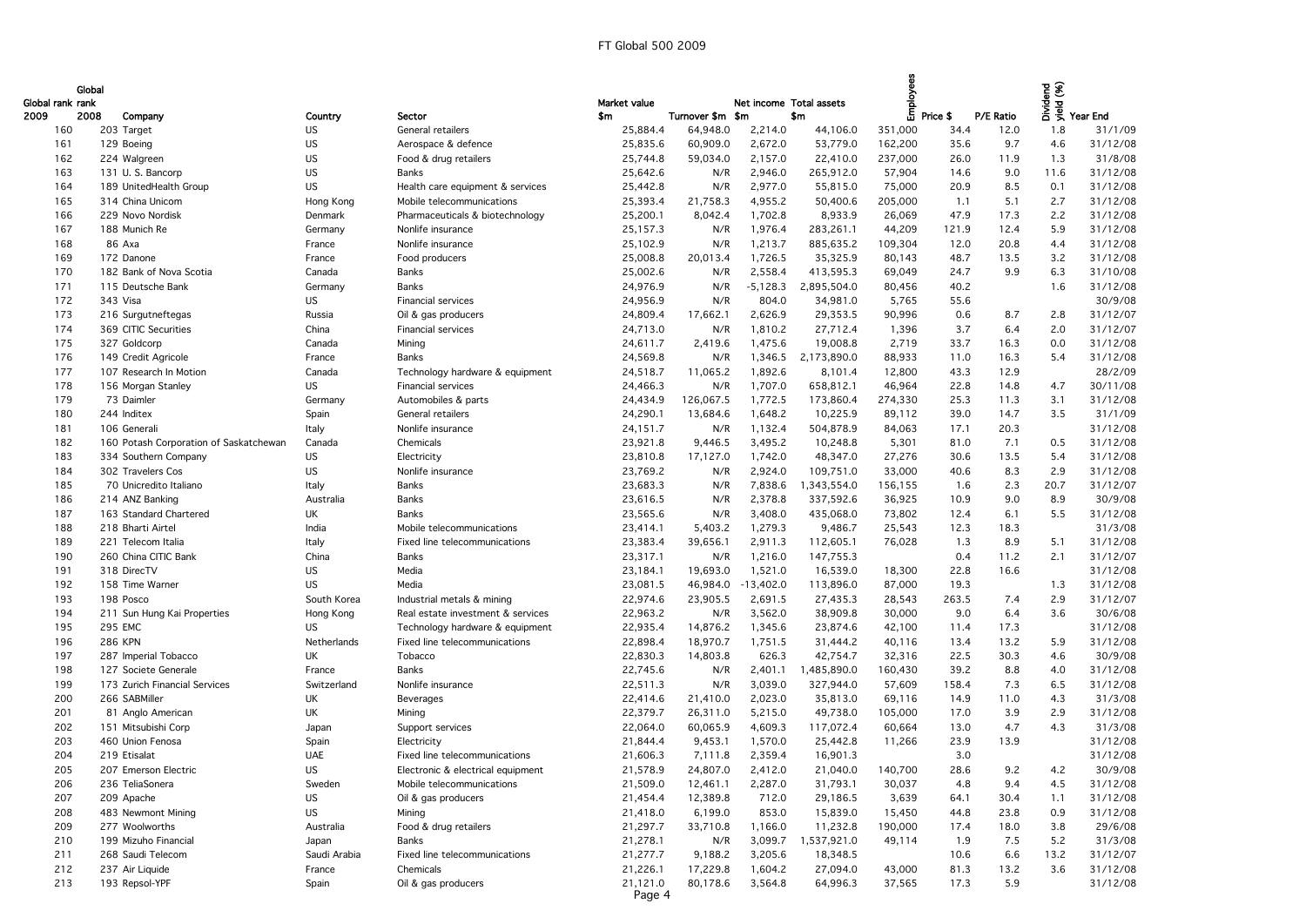| Global rank 2009 | Global rank 2008 | Company | Country | Sector | Market value $m | Turnover $m | Net income $m | Total assets $m | Employees | Price $ | P/E Ratio | Dividend yield (%) | Year End |
|---|---|---|---|---|---|---|---|---|---|---|---|---|---|
| 160 | 203 | Target | US | General retailers | 25,884.4 | 64,948.0 | 2,214.0 | 44,106.0 | 351,000 | 34.4 | 12.0 | 1.8 | 31/1/09 |
| 161 | 129 | Boeing | US | Aerospace & defence | 25,835.6 | 60,909.0 | 2,672.0 | 53,779.0 | 162,200 | 35.6 | 9.7 | 4.6 | 31/12/08 |
| 162 | 224 | Walgreen | US | Food & drug retailers | 25,744.8 | 59,034.0 | 2,157.0 | 22,410.0 | 237,000 | 26.0 | 11.9 | 1.3 | 31/8/08 |
| 163 | 131 | U. S. Bancorp | US | Banks | 25,642.6 | N/R | 2,946.0 | 265,912.0 | 57,904 | 14.6 | 9.0 | 11.6 | 31/12/08 |
| 164 | 189 | UnitedHealth Group | US | Health care equipment & services | 25,442.8 | N/R | 2,977.0 | 55,815.0 | 75,000 | 20.9 | 8.5 | 0.1 | 31/12/08 |
| 165 | 314 | China Unicom | Hong Kong | Mobile telecommunications | 25,393.4 | 21,758.3 | 4,955.2 | 50,400.6 | 205,000 | 1.1 | 5.1 | 2.7 | 31/12/08 |
| 166 | 229 | Novo Nordisk | Denmark | Pharmaceuticals & biotechnology | 25,200.1 | 8,042.4 | 1,702.8 | 8,933.9 | 26,069 | 47.9 | 17.3 | 2.2 | 31/12/08 |
| 167 | 188 | Munich Re | Germany | Nonlife insurance | 25,157.3 | N/R | 1,976.4 | 283,261.1 | 44,209 | 121.9 | 12.4 | 5.9 | 31/12/08 |
| 168 | 86 | Axa | France | Nonlife insurance | 25,102.9 | N/R | 1,213.7 | 885,635.2 | 109,304 | 12.0 | 20.8 | 4.4 | 31/12/08 |
| 169 | 172 | Danone | France | Food producers | 25,008.8 | 20,013.4 | 1,726.5 | 35,325.9 | 80,143 | 48.7 | 13.5 | 3.2 | 31/12/08 |
| 170 | 182 | Bank of Nova Scotia | Canada | Banks | 25,002.6 | N/R | 2,558.4 | 413,595.3 | 69,049 | 24.7 | 9.9 | 6.3 | 31/10/08 |
| 171 | 115 | Deutsche Bank | Germany | Banks | 24,976.9 | N/R | -5,128.3 | 2,895,504.0 | 80,456 | 40.2 | | 1.6 | 31/12/08 |
| 172 | 343 | Visa | US | Financial services | 24,956.9 | N/R | 804.0 | 34,981.0 | 5,765 | 55.6 | | | 30/9/08 |
| 173 | 216 | Surgutneftegas | Russia | Oil & gas producers | 24,809.4 | 17,662.1 | 2,626.9 | 29,353.5 | 90,996 | 0.6 | 8.7 | 2.8 | 31/12/07 |
| 174 | 369 | CITIC Securities | China | Financial services | 24,713.0 | N/R | 1,810.2 | 27,712.4 | 1,396 | 3.7 | 6.4 | 2.0 | 31/12/07 |
| 175 | 327 | Goldcorp | Canada | Mining | 24,611.7 | 2,419.6 | 1,475.6 | 19,008.8 | 2,719 | 33.7 | 16.3 | 0.0 | 31/12/08 |
| 176 | 149 | Credit Agricole | France | Banks | 24,569.8 | N/R | 1,346.5 | 2,173,890.0 | 88,933 | 11.0 | 16.3 | 5.4 | 31/12/08 |
| 177 | 107 | Research In Motion | Canada | Technology hardware & equipment | 24,518.7 | 11,065.2 | 1,892.6 | 8,101.4 | 12,800 | 43.3 | 12.9 | | 28/2/09 |
| 178 | 156 | Morgan Stanley | US | Financial services | 24,466.3 | N/R | 1,707.0 | 658,812.1 | 46,964 | 22.8 | 14.8 | 4.7 | 30/11/08 |
| 179 | 73 | Daimler | Germany | Automobiles & parts | 24,434.9 | 126,067.5 | 1,772.5 | 173,860.4 | 274,330 | 25.3 | 11.3 | 3.1 | 31/12/08 |
| 180 | 244 | Inditex | Spain | General retailers | 24,290.1 | 13,684.6 | 1,648.2 | 10,225.9 | 89,112 | 39.0 | 14.7 | 3.5 | 31/1/09 |
| 181 | 106 | Generali | Italy | Nonlife insurance | 24,151.7 | N/R | 1,132.4 | 504,878.9 | 84,063 | 17.1 | 20.3 | | 31/12/08 |
| 182 | 160 | Potash Corporation of Saskatchewan | Canada | Chemicals | 23,921.8 | 9,446.5 | 3,495.2 | 10,248.8 | 5,301 | 81.0 | 7.1 | 0.5 | 31/12/08 |
| 183 | 334 | Southern Company | US | Electricity | 23,810.8 | 17,127.0 | 1,742.0 | 48,347.0 | 27,276 | 30.6 | 13.5 | 5.4 | 31/12/08 |
| 184 | 302 | Travelers Cos | US | Nonlife insurance | 23,769.2 | N/R | 2,924.0 | 109,751.0 | 33,000 | 40.6 | 8.3 | 2.9 | 31/12/08 |
| 185 | 70 | Unicredito Italiano | Italy | Banks | 23,683.3 | N/R | 7,838.6 | 1,343,554.0 | 156,155 | 1.6 | 2.3 | 20.7 | 31/12/07 |
| 186 | 214 | ANZ Banking | Australia | Banks | 23,616.5 | N/R | 2,378.8 | 337,592.6 | 36,925 | 10.9 | 9.0 | 8.9 | 30/9/08 |
| 187 | 163 | Standard Chartered | UK | Banks | 23,565.6 | N/R | 3,408.0 | 435,068.0 | 73,802 | 12.4 | 6.1 | 5.5 | 31/12/08 |
| 188 | 218 | Bharti Airtel | India | Mobile telecommunications | 23,414.1 | 5,403.2 | 1,279.3 | 9,486.7 | 25,543 | 12.3 | 18.3 | | 31/3/08 |
| 189 | 221 | Telecom Italia | Italy | Fixed line telecommunications | 23,383.4 | 39,656.1 | 2,911.3 | 112,605.1 | 76,028 | 1.3 | 8.9 | 5.1 | 31/12/08 |
| 190 | 260 | China CITIC Bank | China | Banks | 23,317.1 | N/R | 1,216.0 | 147,755.3 | | 0.4 | 11.2 | 2.1 | 31/12/07 |
| 191 | 318 | DirecTV | US | Media | 23,184.1 | 19,693.0 | 1,521.0 | 16,539.0 | 18,300 | 22.8 | 16.6 | | 31/12/08 |
| 192 | 158 | Time Warner | US | Media | 23,081.5 | 46,984.0 | -13,402.0 | 113,896.0 | 87,000 | 19.3 | | 1.3 | 31/12/08 |
| 193 | 198 | Posco | South Korea | Industrial metals & mining | 22,974.6 | 23,905.5 | 2,691.5 | 27,435.3 | 28,543 | 263.5 | 7.4 | 2.9 | 31/12/07 |
| 194 | 211 | Sun Hung Kai Properties | Hong Kong | Real estate investment & services | 22,963.2 | N/R | 3,562.0 | 38,909.8 | 30,000 | 9.0 | 6.4 | 3.6 | 30/6/08 |
| 195 | 295 | EMC | US | Technology hardware & equipment | 22,935.4 | 14,876.2 | 1,345.6 | 23,874.6 | 42,100 | 11.4 | 17.3 | | 31/12/08 |
| 196 | 286 | KPN | Netherlands | Fixed line telecommunications | 22,898.4 | 18,970.7 | 1,751.5 | 31,444.2 | 40,116 | 13.4 | 13.2 | 5.9 | 31/12/08 |
| 197 | 287 | Imperial Tobacco | UK | Tobacco | 22,830.3 | 14,803.8 | 626.3 | 42,754.7 | 32,316 | 22.5 | 30.3 | 4.6 | 30/9/08 |
| 198 | 127 | Societe Generale | France | Banks | 22,745.6 | N/R | 2,401.1 | 1,485,890.0 | 160,430 | 39.2 | 8.8 | 4.0 | 31/12/08 |
| 199 | 173 | Zurich Financial Services | Switzerland | Nonlife insurance | 22,511.3 | N/R | 3,039.0 | 327,944.0 | 57,609 | 158.4 | 7.3 | 6.5 | 31/12/08 |
| 200 | 266 | SABMiller | UK | Beverages | 22,414.6 | 21,410.0 | 2,023.0 | 35,813.0 | 69,116 | 14.9 | 11.0 | 4.3 | 31/3/08 |
| 201 | 81 | Anglo American | UK | Mining | 22,379.7 | 26,311.0 | 5,215.0 | 49,738.0 | 105,000 | 17.0 | 3.9 | 2.9 | 31/12/08 |
| 202 | 151 | Mitsubishi Corp | Japan | Support services | 22,064.0 | 60,065.9 | 4,609.3 | 117,072.4 | 60,664 | 13.0 | 4.7 | 4.3 | 31/3/08 |
| 203 | 460 | Union Fenosa | Spain | Electricity | 21,844.4 | 9,453.1 | 1,570.0 | 25,442.8 | 11,266 | 23.9 | 13.9 | | 31/12/08 |
| 204 | 219 | Etisalat | UAE | Fixed line telecommunications | 21,606.3 | 7,111.8 | 2,359.4 | 16,901.3 | | 3.0 | | | 31/12/08 |
| 205 | 207 | Emerson Electric | US | Electronic & electrical equipment | 21,578.9 | 24,807.0 | 2,412.0 | 21,040.0 | 140,700 | 28.6 | 9.2 | 4.2 | 30/9/08 |
| 206 | 236 | TeliaSonera | Sweden | Mobile telecommunications | 21,509.0 | 12,461.1 | 2,287.0 | 31,793.1 | 30,037 | 4.8 | 9.4 | 4.5 | 31/12/08 |
| 207 | 209 | Apache | US | Oil & gas producers | 21,454.4 | 12,389.8 | 712.0 | 29,186.5 | 3,639 | 64.1 | 30.4 | 1.1 | 31/12/08 |
| 208 | 483 | Newmont Mining | US | Mining | 21,418.0 | 6,199.0 | 853.0 | 15,839.0 | 15,450 | 44.8 | 23.8 | 0.9 | 31/12/08 |
| 209 | 277 | Woolworths | Australia | Food & drug retailers | 21,297.7 | 33,710.8 | 1,166.0 | 11,232.8 | 190,000 | 17.4 | 18.0 | 3.8 | 29/6/08 |
| 210 | 199 | Mizuho Financial | Japan | Banks | 21,278.1 | N/R | 3,099.7 | 1,537,921.0 | 49,114 | 1.9 | 7.5 | 5.2 | 31/3/08 |
| 211 | 268 | Saudi Telecom | Saudi Arabia | Fixed line telecommunications | 21,277.7 | 9,188.2 | 3,205.6 | 18,348.5 | | 10.6 | 6.6 | 13.2 | 31/12/07 |
| 212 | 237 | Air Liquide | France | Chemicals | 21,226.1 | 17,229.8 | 1,604.2 | 27,094.0 | 43,000 | 81.3 | 13.2 | 3.6 | 31/12/08 |
| 213 | 193 | Repsol-YPF | Spain | Oil & gas producers | 21,121.0 | 80,178.6 | 3,564.8 | 64,996.3 | 37,565 | 17.3 | 5.9 | | 31/12/08 |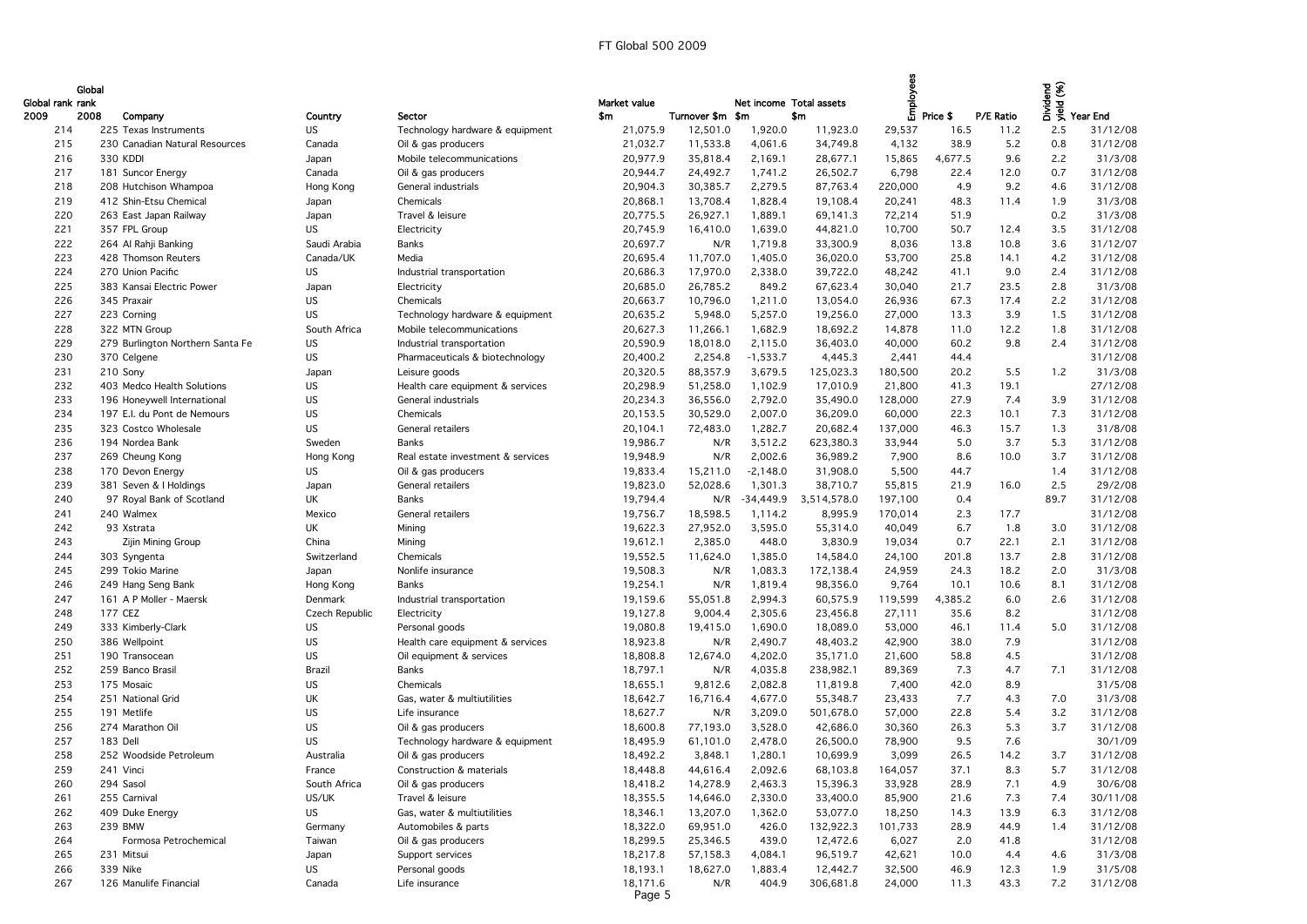| Global rank 2009 | Global rank 2008 | Company | Country | Sector | Market value $m | Turnover $m | Net income $m | Total assets $m | Employees | Price $ | P/E Ratio | Dividend yield (%) | Year End |
|---|---|---|---|---|---|---|---|---|---|---|---|---|---|
| 214 | 225 | Texas Instruments | US | Technology hardware & equipment | 21,075.9 | 12,501.0 | 1,920.0 | 11,923.0 | 29,537 | 16.5 | 11.2 | 2.5 | 31/12/08 |
| 215 | 230 | Canadian Natural Resources | Canada | Oil & gas producers | 21,032.7 | 11,533.8 | 4,061.6 | 34,749.8 | 4,132 | 38.9 | 5.2 | 0.8 | 31/12/08 |
| 216 | 330 | KDDI | Japan | Mobile telecommunications | 20,977.9 | 35,818.4 | 2,169.1 | 28,677.1 | 15,865 | 4,677.5 | 9.6 | 2.2 | 31/3/08 |
| 217 | 181 | Suncor Energy | Canada | Oil & gas producers | 20,944.7 | 24,492.7 | 1,741.2 | 26,502.7 | 6,798 | 22.4 | 12.0 | 0.7 | 31/12/08 |
| 218 | 208 | Hutchison Whampoa | Hong Kong | General industrials | 20,904.3 | 30,385.7 | 2,279.5 | 87,763.4 | 220,000 | 4.9 | 9.2 | 4.6 | 31/12/08 |
| 219 | 412 | Shin-Etsu Chemical | Japan | Chemicals | 20,868.1 | 13,708.4 | 1,828.4 | 19,108.4 | 20,241 | 48.3 | 11.4 | 1.9 | 31/3/08 |
| 220 | 263 | East Japan Railway | Japan | Travel & leisure | 20,775.5 | 26,927.1 | 1,889.1 | 69,141.3 | 72,214 | 51.9 | | 0.2 | 31/3/08 |
| 221 | 357 | FPL Group | US | Electricity | 20,745.9 | 16,410.0 | 1,639.0 | 44,821.0 | 10,700 | 50.7 | 12.4 | 3.5 | 31/12/08 |
| 222 | 264 | Al Rahji Banking | Saudi Arabia | Banks | 20,697.7 | N/R | 1,719.8 | 33,300.9 | 8,036 | 13.8 | 10.8 | 3.6 | 31/12/07 |
| 223 | 428 | Thomson Reuters | Canada/UK | Media | 20,695.4 | 11,707.0 | 1,405.0 | 36,020.0 | 53,700 | 25.8 | 14.1 | 4.2 | 31/12/08 |
| 224 | 270 | Union Pacific | US | Industrial transportation | 20,686.3 | 17,970.0 | 2,338.0 | 39,722.0 | 48,242 | 41.1 | 9.0 | 2.4 | 31/12/08 |
| 225 | 383 | Kansai Electric Power | Japan | Electricity | 20,685.0 | 26,785.2 | 849.2 | 67,623.4 | 30,040 | 21.7 | 23.5 | 2.8 | 31/3/08 |
| 226 | 345 | Praxair | US | Chemicals | 20,663.7 | 10,796.0 | 1,211.0 | 13,054.0 | 26,936 | 67.3 | 17.4 | 2.2 | 31/12/08 |
| 227 | 223 | Corning | US | Technology hardware & equipment | 20,635.2 | 5,948.0 | 5,257.0 | 19,256.0 | 27,000 | 13.3 | 3.9 | 1.5 | 31/12/08 |
| 228 | 322 | MTN Group | South Africa | Mobile telecommunications | 20,627.3 | 11,266.1 | 1,682.9 | 18,692.2 | 14,878 | 11.0 | 12.2 | 1.8 | 31/12/08 |
| 229 | 279 | Burlington Northern Santa Fe | US | Industrial transportation | 20,590.9 | 18,018.0 | 2,115.0 | 36,403.0 | 40,000 | 60.2 | 9.8 | 2.4 | 31/12/08 |
| 230 | 370 | Celgene | US | Pharmaceuticals & biotechnology | 20,400.2 | 2,254.8 | -1,533.7 | 4,445.3 | 2,441 | 44.4 | | | 31/12/08 |
| 231 | 210 | Sony | Japan | Leisure goods | 20,320.5 | 88,357.9 | 3,679.5 | 125,023.3 | 180,500 | 20.2 | 5.5 | 1.2 | 31/3/08 |
| 232 | 403 | Medco Health Solutions | US | Health care equipment & services | 20,298.9 | 51,258.0 | 1,102.9 | 17,010.9 | 21,800 | 41.3 | 19.1 | | 27/12/08 |
| 233 | 196 | Honeywell International | US | General industrials | 20,234.3 | 36,556.0 | 2,792.0 | 35,490.0 | 128,000 | 27.9 | 7.4 | 3.9 | 31/12/08 |
| 234 | 197 | E.I. du Pont de Nemours | US | Chemicals | 20,153.5 | 30,529.0 | 2,007.0 | 36,209.0 | 60,000 | 22.3 | 10.1 | 7.3 | 31/12/08 |
| 235 | 323 | Costco Wholesale | US | General retailers | 20,104.1 | 72,483.0 | 1,282.7 | 20,682.4 | 137,000 | 46.3 | 15.7 | 1.3 | 31/8/08 |
| 236 | 194 | Nordea Bank | Sweden | Banks | 19,986.7 | N/R | 3,512.2 | 623,380.3 | 33,944 | 5.0 | 3.7 | 5.3 | 31/12/08 |
| 237 | 269 | Cheung Kong | Hong Kong | Real estate investment & services | 19,948.9 | N/R | 2,002.6 | 36,989.2 | 7,900 | 8.6 | 10.0 | 3.7 | 31/12/08 |
| 238 | 170 | Devon Energy | US | Oil & gas producers | 19,833.4 | 15,211.0 | -2,148.0 | 31,908.0 | 5,500 | 44.7 | | 1.4 | 31/12/08 |
| 239 | 381 | Seven & I Holdings | Japan | General retailers | 19,823.0 | 52,028.6 | 1,301.3 | 38,710.7 | 55,815 | 21.9 | 16.0 | 2.5 | 29/2/08 |
| 240 | 97 | Royal Bank of Scotland | UK | Banks | 19,794.4 | N/R | -34,449.9 | 3,514,578.0 | 197,100 | 0.4 | | 89.7 | 31/12/08 |
| 241 | 240 | Walmex | Mexico | General retailers | 19,756.7 | 18,598.5 | 1,114.2 | 8,995.9 | 170,014 | 2.3 | 17.7 | | 31/12/08 |
| 242 | 93 | Xstrata | UK | Mining | 19,622.3 | 27,952.0 | 3,595.0 | 55,314.0 | 40,049 | 6.7 | 1.8 | 3.0 | 31/12/08 |
| 243 | | Zijin Mining Group | China | Mining | 19,612.1 | 2,385.0 | 448.0 | 3,830.9 | 19,034 | 0.7 | 22.1 | 2.1 | 31/12/08 |
| 244 | 303 | Syngenta | Switzerland | Chemicals | 19,552.5 | 11,624.0 | 1,385.0 | 14,584.0 | 24,100 | 201.8 | 13.7 | 2.8 | 31/12/08 |
| 245 | 299 | Tokio Marine | Japan | Nonlife insurance | 19,508.3 | N/R | 1,083.3 | 172,138.4 | 24,959 | 24.3 | 18.2 | 2.0 | 31/3/08 |
| 246 | 249 | Hang Seng Bank | Hong Kong | Banks | 19,254.1 | N/R | 1,819.4 | 98,356.0 | 9,764 | 10.1 | 10.6 | 8.1 | 31/12/08 |
| 247 | 161 | A P Moller - Maersk | Denmark | Industrial transportation | 19,159.6 | 55,051.8 | 2,994.3 | 60,575.9 | 119,599 | 4,385.2 | 6.0 | 2.6 | 31/12/08 |
| 248 | 177 | CEZ | Czech Republic | Electricity | 19,127.8 | 9,004.4 | 2,305.6 | 23,456.8 | 27,111 | 35.6 | 8.2 | | 31/12/08 |
| 249 | 333 | Kimberly-Clark | US | Personal goods | 19,080.8 | 19,415.0 | 1,690.0 | 18,089.0 | 53,000 | 46.1 | 11.4 | 5.0 | 31/12/08 |
| 250 | 386 | Wellpoint | US | Health care equipment & services | 18,923.8 | N/R | 2,490.7 | 48,403.2 | 42,900 | 38.0 | 7.9 | | 31/12/08 |
| 251 | 190 | Transocean | US | Oil equipment & services | 18,808.8 | 12,674.0 | 4,202.0 | 35,171.0 | 21,600 | 58.8 | 4.5 | | 31/12/08 |
| 252 | 259 | Banco Brasil | Brazil | Banks | 18,797.1 | N/R | 4,035.8 | 238,982.1 | 89,369 | 7.3 | 4.7 | 7.1 | 31/12/08 |
| 253 | 175 | Mosaic | US | Chemicals | 18,655.1 | 9,812.6 | 2,082.8 | 11,819.8 | 7,400 | 42.0 | 8.9 | | 31/5/08 |
| 254 | 251 | National Grid | UK | Gas, water & multiutilities | 18,642.7 | 16,716.4 | 4,677.0 | 55,348.7 | 23,433 | 7.7 | 4.3 | 7.0 | 31/3/08 |
| 255 | 191 | Metlife | US | Life insurance | 18,627.7 | N/R | 3,209.0 | 501,678.0 | 57,000 | 22.8 | 5.4 | 3.2 | 31/12/08 |
| 256 | 274 | Marathon Oil | US | Oil & gas producers | 18,600.8 | 77,193.0 | 3,528.0 | 42,686.0 | 30,360 | 26.3 | 5.3 | 3.7 | 31/12/08 |
| 257 | 183 | Dell | US | Technology hardware & equipment | 18,495.9 | 61,101.0 | 2,478.0 | 26,500.0 | 78,900 | 9.5 | 7.6 | | 30/1/09 |
| 258 | 252 | Woodside Petroleum | Australia | Oil & gas producers | 18,492.2 | 3,848.1 | 1,280.1 | 10,699.9 | 3,099 | 26.5 | 14.2 | 3.7 | 31/12/08 |
| 259 | 241 | Vinci | France | Construction & materials | 18,448.8 | 44,616.4 | 2,092.6 | 68,103.8 | 164,057 | 37.1 | 8.3 | 5.7 | 31/12/08 |
| 260 | 294 | Sasol | South Africa | Oil & gas producers | 18,418.2 | 14,278.9 | 2,463.3 | 15,396.3 | 33,928 | 28.9 | 7.1 | 4.9 | 30/6/08 |
| 261 | 255 | Carnival | US/UK | Travel & leisure | 18,355.5 | 14,646.0 | 2,330.0 | 33,400.0 | 85,900 | 21.6 | 7.3 | 7.4 | 30/11/08 |
| 262 | 409 | Duke Energy | US | Gas, water & multiutilities | 18,346.1 | 13,207.0 | 1,362.0 | 53,077.0 | 18,250 | 14.3 | 13.9 | 6.3 | 31/12/08 |
| 263 | 239 | BMW | Germany | Automobiles & parts | 18,322.0 | 69,951.0 | 426.0 | 132,922.3 | 101,733 | 28.9 | 44.9 | 1.4 | 31/12/08 |
| 264 | | Formosa Petrochemical | Taiwan | Oil & gas producers | 18,299.5 | 25,346.5 | 439.0 | 12,472.6 | 6,027 | 2.0 | 41.8 | | 31/12/08 |
| 265 | 231 | Mitsui | Japan | Support services | 18,217.8 | 57,158.3 | 4,084.1 | 96,519.7 | 42,621 | 10.0 | 4.4 | 4.6 | 31/3/08 |
| 266 | 339 | Nike | US | Personal goods | 18,193.1 | 18,627.0 | 1,883.4 | 12,442.7 | 32,500 | 46.9 | 12.3 | 1.9 | 31/5/08 |
| 267 | 126 | Manulife Financial | Canada | Life insurance | 18,171.6 | N/R | 404.9 | 306,681.8 | 24,000 | 11.3 | 43.3 | 7.2 | 31/12/08 |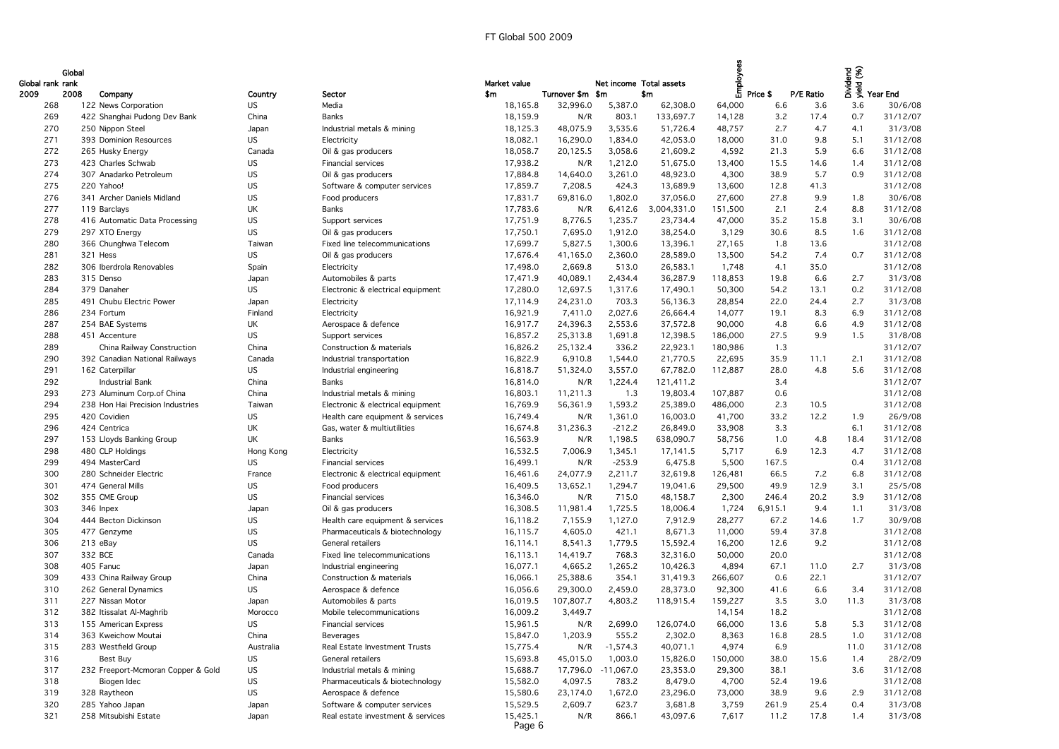# FT Global 500 2009

| Global rank 2009 | Global rank 2008 | Company | Country | Sector | Market value $m | Turnover $m | Net income $m | Total assets $m | Employees | Price $ | P/E Ratio | Dividend yield (%) | Year End |
|---|---|---|---|---|---|---|---|---|---|---|---|---|---|
| 268 | 122 | News Corporation | US | Media | 18,165.8 | 32,996.0 | 5,387.0 | 62,308.0 | 64,000 | 6.6 | 3.6 | 3.6 | 30/6/08 |
| 269 | 422 | Shanghai Pudong Dev Bank | China | Banks | 18,159.9 | N/R | 803.1 | 133,697.7 | 14,128 | 3.2 | 17.4 | 0.7 | 31/12/07 |
| 270 | 250 | Nippon Steel | Japan | Industrial metals & mining | 18,125.3 | 48,075.9 | 3,535.6 | 51,726.4 | 48,757 | 2.7 | 4.7 | 4.1 | 31/3/08 |
| 271 | 393 | Dominion Resources | US | Electricity | 18,082.1 | 16,290.0 | 1,834.0 | 42,053.0 | 18,000 | 31.0 | 9.8 | 5.1 | 31/12/08 |
| 272 | 265 | Husky Energy | Canada | Oil & gas producers | 18,058.7 | 20,125.5 | 3,058.6 | 21,609.2 | 4,592 | 21.3 | 5.9 | 6.6 | 31/12/08 |
| 273 | 423 | Charles Schwab | US | Financial services | 17,938.2 | N/R | 1,212.0 | 51,675.0 | 13,400 | 15.5 | 14.6 | 1.4 | 31/12/08 |
| 274 | 307 | Anadarko Petroleum | US | Oil & gas producers | 17,884.8 | 14,640.0 | 3,261.0 | 48,923.0 | 4,300 | 38.9 | 5.7 | 0.9 | 31/12/08 |
| 275 | 220 | Yahoo! | US | Software & computer services | 17,859.7 | 7,208.5 | 424.3 | 13,689.9 | 13,600 | 12.8 | 41.3 | | 31/12/08 |
| 276 | 341 | Archer Daniels Midland | US | Food producers | 17,831.7 | 69,816.0 | 1,802.0 | 37,056.0 | 27,600 | 27.8 | 9.9 | 1.8 | 30/6/08 |
| 277 | 119 | Barclays | UK | Banks | 17,783.6 | N/R | 6,412.6 | 3,004,331.0 | 151,500 | 2.1 | 2.4 | 8.8 | 31/12/08 |
| 278 | 416 | Automatic Data Processing | US | Support services | 17,751.9 | 8,776.5 | 1,235.7 | 23,734.4 | 47,000 | 35.2 | 15.8 | 3.1 | 30/6/08 |
| 279 | 297 | XTO Energy | US | Oil & gas producers | 17,750.1 | 7,695.0 | 1,912.0 | 38,254.0 | 3,129 | 30.6 | 8.5 | 1.6 | 31/12/08 |
| 280 | 366 | Chunghwa Telecom | Taiwan | Fixed line telecommunications | 17,699.7 | 5,827.5 | 1,300.6 | 13,396.1 | 27,165 | 1.8 | 13.6 | | 31/12/08 |
| 281 | 321 | Hess | US | Oil & gas producers | 17,676.4 | 41,165.0 | 2,360.0 | 28,589.0 | 13,500 | 54.2 | 7.4 | 0.7 | 31/12/08 |
| 282 | 306 | Iberdrola Renovables | Spain | Electricity | 17,498.0 | 2,669.8 | 513.0 | 26,583.1 | 1,748 | 4.1 | 35.0 | | 31/12/08 |
| 283 | 315 | Denso | Japan | Automobiles & parts | 17,471.9 | 40,089.1 | 2,434.4 | 36,287.9 | 118,853 | 19.8 | 6.6 | 2.7 | 31/3/08 |
| 284 | 379 | Danaher | US | Electronic & electrical equipment | 17,280.0 | 12,697.5 | 1,317.6 | 17,490.1 | 50,300 | 54.2 | 13.1 | 0.2 | 31/12/08 |
| 285 | 491 | Chubu Electric Power | Japan | Electricity | 17,114.9 | 24,231.0 | 703.3 | 56,136.3 | 28,854 | 22.0 | 24.4 | 2.7 | 31/3/08 |
| 286 | 234 | Fortum | Finland | Electricity | 16,921.9 | 7,411.0 | 2,027.6 | 26,664.4 | 14,077 | 19.1 | 8.3 | 6.9 | 31/12/08 |
| 287 | 254 | BAE Systems | UK | Aerospace & defence | 16,917.7 | 24,396.3 | 2,553.6 | 37,572.8 | 90,000 | 4.8 | 6.6 | 4.9 | 31/12/08 |
| 288 | 451 | Accenture | US | Support services | 16,857.2 | 25,313.8 | 1,691.8 | 12,398.5 | 186,000 | 27.5 | 9.9 | 1.5 | 31/8/08 |
| 289 | | China Railway Construction | China | Construction & materials | 16,826.2 | 25,132.4 | 336.2 | 22,923.1 | 180,986 | 1.3 | | | 31/12/07 |
| 290 | 392 | Canadian National Railways | Canada | Industrial transportation | 16,822.9 | 6,910.8 | 1,544.0 | 21,770.5 | 22,695 | 35.9 | 11.1 | 2.1 | 31/12/08 |
| 291 | 162 | Caterpillar | US | Industrial engineering | 16,818.7 | 51,324.0 | 3,557.0 | 67,782.0 | 112,887 | 28.0 | 4.8 | 5.6 | 31/12/08 |
| 292 | | Industrial Bank | China | Banks | 16,814.0 | N/R | 1,224.4 | 121,411.2 | | 3.4 | | | 31/12/07 |
| 293 | 273 | Aluminum Corp.of China | China | Industrial metals & mining | 16,803.1 | 11,211.3 | 1.3 | 19,803.4 | 107,887 | 0.6 | | | 31/12/08 |
| 294 | 238 | Hon Hai Precision Industries | Taiwan | Electronic & electrical equipment | 16,769.9 | 56,361.9 | 1,593.2 | 25,389.0 | 486,000 | 2.3 | 10.5 | | 31/12/08 |
| 295 | 420 | Covidien | US | Health care equipment & services | 16,749.4 | N/R | 1,361.0 | 16,003.0 | 41,700 | 33.2 | 12.2 | 1.9 | 26/9/08 |
| 296 | 424 | Centrica | UK | Gas, water & multiutilities | 16,674.8 | 31,236.3 | -212.2 | 26,849.0 | 33,908 | 3.3 | | 6.1 | 31/12/08 |
| 297 | 153 | Lloyds Banking Group | UK | Banks | 16,563.9 | N/R | 1,198.5 | 638,090.7 | 58,756 | 1.0 | 4.8 | 18.4 | 31/12/08 |
| 298 | 480 | CLP Holdings | Hong Kong | Electricity | 16,532.5 | 7,006.9 | 1,345.1 | 17,141.5 | 5,717 | 6.9 | 12.3 | 4.7 | 31/12/08 |
| 299 | 494 | MasterCard | US | Financial services | 16,499.1 | N/R | -253.9 | 6,475.8 | 5,500 | 167.5 | | 0.4 | 31/12/08 |
| 300 | 280 | Schneider Electric | France | Electronic & electrical equipment | 16,461.6 | 24,077.9 | 2,211.7 | 32,619.8 | 126,481 | 66.5 | 7.2 | 6.8 | 31/12/08 |
| 301 | 474 | General Mills | US | Food producers | 16,409.5 | 13,652.1 | 1,294.7 | 19,041.6 | 29,500 | 49.9 | 12.9 | 3.1 | 25/5/08 |
| 302 | 355 | CME Group | US | Financial services | 16,346.0 | N/R | 715.0 | 48,158.7 | 2,300 | 246.4 | 20.2 | 3.9 | 31/12/08 |
| 303 | 346 | Inpex | Japan | Oil & gas producers | 16,308.5 | 11,981.4 | 1,725.5 | 18,006.4 | 1,724 | 6,915.1 | 9.4 | 1.1 | 31/3/08 |
| 304 | 444 | Becton Dickinson | US | Health care equipment & services | 16,118.2 | 7,155.9 | 1,127.0 | 7,912.9 | 28,277 | 67.2 | 14.6 | 1.7 | 30/9/08 |
| 305 | 477 | Genzyme | US | Pharmaceuticals & biotechnology | 16,115.7 | 4,605.0 | 421.1 | 8,671.3 | 11,000 | 59.4 | 37.8 | | 31/12/08 |
| 306 | 213 | eBay | US | General retailers | 16,114.1 | 8,541.3 | 1,779.5 | 15,592.4 | 16,200 | 12.6 | 9.2 | | 31/12/08 |
| 307 | 332 | BCE | Canada | Fixed line telecommunications | 16,113.1 | 14,419.7 | 768.3 | 32,316.0 | 50,000 | 20.0 | | | 31/12/08 |
| 308 | 405 | Fanuc | Japan | Industrial engineering | 16,077.1 | 4,665.2 | 1,265.2 | 10,426.3 | 4,894 | 67.1 | 11.0 | 2.7 | 31/3/08 |
| 309 | 433 | China Railway Group | China | Construction & materials | 16,066.1 | 25,388.6 | 354.1 | 31,419.3 | 266,607 | 0.6 | 22.1 | | 31/12/07 |
| 310 | 262 | General Dynamics | US | Aerospace & defence | 16,056.6 | 29,300.0 | 2,459.0 | 28,373.0 | 92,300 | 41.6 | 6.6 | 3.4 | 31/12/08 |
| 311 | 227 | Nissan Motor | Japan | Automobiles & parts | 16,019.5 | 107,807.7 | 4,803.2 | 118,915.4 | 159,227 | 3.5 | 3.0 | 11.3 | 31/3/08 |
| 312 | 382 | Itissalat Al-Maghrib | Morocco | Mobile telecommunications | 16,009.2 | 3,449.7 | | | 14,154 | 18.2 | | | 31/12/08 |
| 313 | 155 | American Express | US | Financial services | 15,961.5 | N/R | 2,699.0 | 126,074.0 | 66,000 | 13.6 | 5.8 | 5.3 | 31/12/08 |
| 314 | 363 | Kweichow Moutai | China | Beverages | 15,847.0 | 1,203.9 | 555.2 | 2,302.0 | 8,363 | 16.8 | 28.5 | 1.0 | 31/12/08 |
| 315 | 283 | Westfield Group | Australia | Real Estate Investment Trusts | 15,775.4 | N/R | -1,574.3 | 40,071.1 | 4,974 | 6.9 | | 11.0 | 31/12/08 |
| 316 | | Best Buy | US | General retailers | 15,693.8 | 45,015.0 | 1,003.0 | 15,826.0 | 150,000 | 38.0 | 15.6 | 1.4 | 28/2/09 |
| 317 | 232 | Freeport-Mcmoran Copper & Gold | US | Industrial metals & mining | 15,688.7 | 17,796.0 | -11,067.0 | 23,353.0 | 29,300 | 38.1 | | 3.6 | 31/12/08 |
| 318 | | Biogen Idec | US | Pharmaceuticals & biotechnology | 15,582.0 | 4,097.5 | 783.2 | 8,479.0 | 4,700 | 52.4 | 19.6 | | 31/12/08 |
| 319 | 328 | Raytheon | US | Aerospace & defence | 15,580.6 | 23,174.0 | 1,672.0 | 23,296.0 | 73,000 | 38.9 | 9.6 | 2.9 | 31/12/08 |
| 320 | 285 | Yahoo Japan | Japan | Software & computer services | 15,529.5 | 2,609.7 | 623.7 | 3,681.8 | 3,759 | 261.9 | 25.4 | 0.4 | 31/3/08 |
| 321 | 258 | Mitsubishi Estate | Japan | Real estate investment & services | 15,425.1 | N/R | 866.1 | 43,097.6 | 7,617 | 11.2 | 17.8 | 1.4 | 31/3/08 |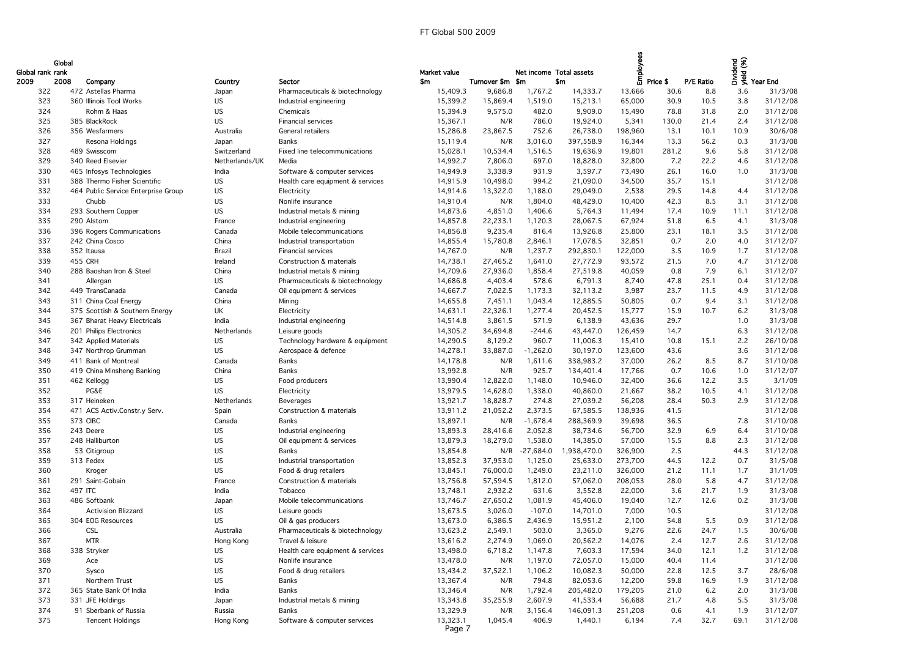# FT Global 500 2009

| Global rank 2009 | Global rank 2008 | Company | Country | Sector | Market value $m | Turnover $m | Net income $m | Total assets $m | Employees | Price $ | P/E Ratio | Dividend yield (%) | Year End |
|---|---|---|---|---|---|---|---|---|---|---|---|---|---|
| 322 | 472 | Astellas Pharma | Japan | Pharmaceuticals & biotechnology | 15,409.3 | 9,686.8 | 1,767.2 | 14,333.7 | 13,666 | 30.6 | 8.8 | 3.6 | 31/3/08 |
| 323 | 360 | Illinois Tool Works | US | Industrial engineering | 15,399.2 | 15,869.4 | 1,519.0 | 15,213.1 | 65,000 | 30.9 | 10.5 | 3.8 | 31/12/08 |
| 324 | | Rohm & Haas | US | Chemicals | 15,394.9 | 9,575.0 | 482.0 | 9,909.0 | 15,490 | 78.8 | 31.8 | 2.0 | 31/12/08 |
| 325 | 385 | BlackRock | US | Financial services | 15,367.1 | N/R | 786.0 | 19,924.0 | 5,341 | 130.0 | 21.4 | 2.4 | 31/12/08 |
| 326 | 356 | Wesfarmers | Australia | General retailers | 15,286.8 | 23,867.5 | 752.6 | 26,738.0 | 198,960 | 13.1 | 10.1 | 10.9 | 30/6/08 |
| 327 | | Resona Holdings | Japan | Banks | 15,119.4 | N/R | 3,016.0 | 397,558.9 | 16,344 | 13.3 | 56.2 | 0.3 | 31/3/08 |
| 328 | 489 | Swisscom | Switzerland | Fixed line telecommunications | 15,028.1 | 10,534.4 | 1,516.5 | 19,636.9 | 19,801 | 281.2 | 9.6 | 5.8 | 31/12/08 |
| 329 | 340 | Reed Elsevier | Netherlands/UK | Media | 14,992.7 | 7,806.0 | 697.0 | 18,828.0 | 32,800 | 7.2 | 22.2 | 4.6 | 31/12/08 |
| 330 | 465 | Infosys Technologies | India | Software & computer services | 14,949.9 | 3,338.9 | 931.9 | 3,597.7 | 73,490 | 26.1 | 16.0 | 1.0 | 31/3/08 |
| 331 | 388 | Thermo Fisher Scientific | US | Health care equipment & services | 14,915.9 | 10,498.0 | 994.2 | 21,090.0 | 34,500 | 35.7 | 15.1 | | 31/12/08 |
| 332 | 464 | Public Service Enterprise Group | US | Electricity | 14,914.6 | 13,322.0 | 1,188.0 | 29,049.0 | 2,538 | 29.5 | 14.8 | 4.4 | 31/12/08 |
| 333 | | Chubb | US | Nonlife insurance | 14,910.4 | N/R | 1,804.0 | 48,429.0 | 10,400 | 42.3 | 8.5 | 3.1 | 31/12/08 |
| 334 | 293 | Southern Copper | US | Industrial metals & mining | 14,873.6 | 4,851.0 | 1,406.6 | 5,764.3 | 11,494 | 17.4 | 10.9 | 11.1 | 31/12/08 |
| 335 | 290 | Alstom | France | Industrial engineering | 14,857.8 | 22,233.1 | 1,120.3 | 28,067.5 | 67,924 | 51.8 | 6.5 | 4.1 | 31/3/08 |
| 336 | 396 | Rogers Communications | Canada | Mobile telecommunications | 14,856.8 | 9,235.4 | 816.4 | 13,926.8 | 25,800 | 23.1 | 18.1 | 3.5 | 31/12/08 |
| 337 | 242 | China Cosco | China | Industrial transportation | 14,855.4 | 15,780.8 | 2,846.1 | 17,078.5 | 32,851 | 0.7 | 2.0 | 4.0 | 31/12/07 |
| 338 | 352 | Itausa | Brazil | Financial services | 14,767.0 | N/R | 1,237.7 | 292,830.1 | 122,000 | 3.5 | 10.9 | 1.7 | 31/12/08 |
| 339 | 455 | CRH | Ireland | Construction & materials | 14,738.1 | 27,465.2 | 1,641.0 | 27,772.9 | 93,572 | 21.5 | 7.0 | 4.7 | 31/12/08 |
| 340 | 288 | Baoshan Iron & Steel | China | Industrial metals & mining | 14,709.6 | 27,936.0 | 1,858.4 | 27,519.8 | 40,059 | 0.8 | 7.9 | 6.1 | 31/12/07 |
| 341 | | Allergan | US | Pharmaceuticals & biotechnology | 14,686.8 | 4,403.4 | 578.6 | 6,791.3 | 8,740 | 47.8 | 25.1 | 0.4 | 31/12/08 |
| 342 | 449 | TransCanada | Canada | Oil equipment & services | 14,667.7 | 7,022.5 | 1,173.3 | 32,113.2 | 3,987 | 23.7 | 11.5 | 4.9 | 31/12/08 |
| 343 | 311 | China Coal Energy | China | Mining | 14,655.8 | 7,451.1 | 1,043.4 | 12,885.5 | 50,805 | 0.7 | 9.4 | 3.1 | 31/12/08 |
| 344 | 375 | Scottish & Southern Energy | UK | Electricity | 14,631.1 | 22,326.1 | 1,277.4 | 20,452.5 | 15,777 | 15.9 | 10.7 | 6.2 | 31/3/08 |
| 345 | 367 | Bharat Heavy Electricals | India | Industrial engineering | 14,514.8 | 3,861.5 | 571.9 | 6,138.9 | 43,636 | 29.7 | | 1.0 | 31/3/08 |
| 346 | 201 | Philips Electronics | Netherlands | Leisure goods | 14,305.2 | 34,694.8 | -244.6 | 43,447.0 | 126,459 | 14.7 | | 6.3 | 31/12/08 |
| 347 | 342 | Applied Materials | US | Technology hardware & equipment | 14,290.5 | 8,129.2 | 960.7 | 11,006.3 | 15,410 | 10.8 | 15.1 | 2.2 | 26/10/08 |
| 348 | 347 | Northrop Grumman | US | Aerospace & defence | 14,278.1 | 33,887.0 | -1,262.0 | 30,197.0 | 123,600 | 43.6 | | 3.6 | 31/12/08 |
| 349 | 411 | Bank of Montreal | Canada | Banks | 14,178.8 | N/R | 1,611.6 | 338,983.2 | 37,000 | 26.2 | 8.5 | 8.7 | 31/10/08 |
| 350 | 419 | China Minsheng Banking | China | Banks | 13,992.8 | N/R | 925.7 | 134,401.4 | 17,766 | 0.7 | 10.6 | 1.0 | 31/12/07 |
| 351 | 462 | Kellogg | US | Food producers | 13,990.4 | 12,822.0 | 1,148.0 | 10,946.0 | 32,400 | 36.6 | 12.2 | 3.5 | 3/1/09 |
| 352 | | PG&E | US | Electricity | 13,979.5 | 14,628.0 | 1,338.0 | 40,860.0 | 21,667 | 38.2 | 10.5 | 4.1 | 31/12/08 |
| 353 | 317 | Heineken | Netherlands | Beverages | 13,921.7 | 18,828.7 | 274.8 | 27,039.2 | 56,208 | 28.4 | 50.3 | 2.9 | 31/12/08 |
| 354 | 471 | ACS Activ.Constr.y Serv. | Spain | Construction & materials | 13,911.2 | 21,052.2 | 2,373.5 | 67,585.5 | 138,936 | 41.5 | | | 31/12/08 |
| 355 | 373 | CIBC | Canada | Banks | 13,897.1 | N/R | -1,678.4 | 288,369.9 | 39,698 | 36.5 | | 7.8 | 31/10/08 |
| 356 | 243 | Deere | US | Industrial engineering | 13,893.3 | 28,416.6 | 2,052.8 | 38,734.6 | 56,700 | 32.9 | 6.9 | 6.4 | 31/10/08 |
| 357 | 248 | Halliburton | US | Oil equipment & services | 13,879.3 | 18,279.0 | 1,538.0 | 14,385.0 | 57,000 | 15.5 | 8.8 | 2.3 | 31/12/08 |
| 358 | 53 | Citigroup | US | Banks | 13,854.8 | N/R | -27,684.0 | 1,938,470.0 | 326,900 | 2.5 | | 44.3 | 31/12/08 |
| 359 | 313 | Fedex | US | Industrial transportation | 13,852.3 | 37,953.0 | 1,125.0 | 25,633.0 | 273,700 | 44.5 | 12.2 | 0.7 | 31/5/08 |
| 360 | | Kroger | US | Food & drug retailers | 13,845.1 | 76,000.0 | 1,249.0 | 23,211.0 | 326,000 | 21.2 | 11.1 | 1.7 | 31/1/09 |
| 361 | 291 | Saint-Gobain | France | Construction & materials | 13,756.8 | 57,594.5 | 1,812.0 | 57,062.0 | 208,053 | 28.0 | 5.8 | 4.7 | 31/12/08 |
| 362 | 497 | ITC | India | Tobacco | 13,748.1 | 2,932.2 | 631.6 | 3,552.8 | 22,000 | 3.6 | 21.7 | 1.9 | 31/3/08 |
| 363 | 486 | Softbank | Japan | Mobile telecommunications | 13,746.7 | 27,650.2 | 1,081.9 | 45,406.0 | 19,040 | 12.7 | 12.6 | 0.2 | 31/3/08 |
| 364 | | Activision Blizzard | US | Leisure goods | 13,673.5 | 3,026.0 | -107.0 | 14,701.0 | 7,000 | 10.5 | | | 31/12/08 |
| 365 | 304 | EOG Resources | US | Oil & gas producers | 13,673.0 | 6,386.5 | 2,436.9 | 15,951.2 | 2,100 | 54.8 | 5.5 | 0.9 | 31/12/08 |
| 366 | | CSL | Australia | Pharmaceuticals & biotechnology | 13,623.2 | 2,549.1 | 503.0 | 3,365.0 | 9,276 | 22.6 | 24.7 | 1.5 | 30/6/08 |
| 367 | | MTR | Hong Kong | Travel & leisure | 13,616.2 | 2,274.9 | 1,069.0 | 20,562.2 | 14,076 | 2.4 | 12.7 | 2.6 | 31/12/08 |
| 368 | 338 | Stryker | US | Health care equipment & services | 13,498.0 | 6,718.2 | 1,147.8 | 7,603.3 | 17,594 | 34.0 | 12.1 | 1.2 | 31/12/08 |
| 369 | | Ace | US | Nonlife insurance | 13,478.0 | N/R | 1,197.0 | 72,057.0 | 15,000 | 40.4 | 11.4 | | 31/12/08 |
| 370 | | Sysco | US | Food & drug retailers | 13,434.2 | 37,522.1 | 1,106.2 | 10,082.3 | 50,000 | 22.8 | 12.5 | 3.7 | 28/6/08 |
| 371 | | Northern Trust | US | Banks | 13,367.4 | N/R | 794.8 | 82,053.6 | 12,200 | 59.8 | 16.9 | 1.9 | 31/12/08 |
| 372 | 365 | State Bank Of India | India | Banks | 13,346.4 | N/R | 1,792.4 | 205,482.0 | 179,205 | 21.0 | 6.2 | 2.0 | 31/3/08 |
| 373 | 331 | JFE Holdings | Japan | Industrial metals & mining | 13,343.8 | 35,255.9 | 2,607.9 | 41,533.4 | 56,688 | 21.7 | 4.8 | 5.5 | 31/3/08 |
| 374 | 91 | Sberbank of Russia | Russia | Banks | 13,329.9 | N/R | 3,156.4 | 146,091.3 | 251,208 | 0.6 | 4.1 | 1.9 | 31/12/07 |
| 375 | | Tencent Holdings | Hong Kong | Software & computer services | 13,323.1 | 1,045.4 | 406.9 | 1,440.1 | 6,194 | 7.4 | 32.7 | 69.1 | 31/12/08 |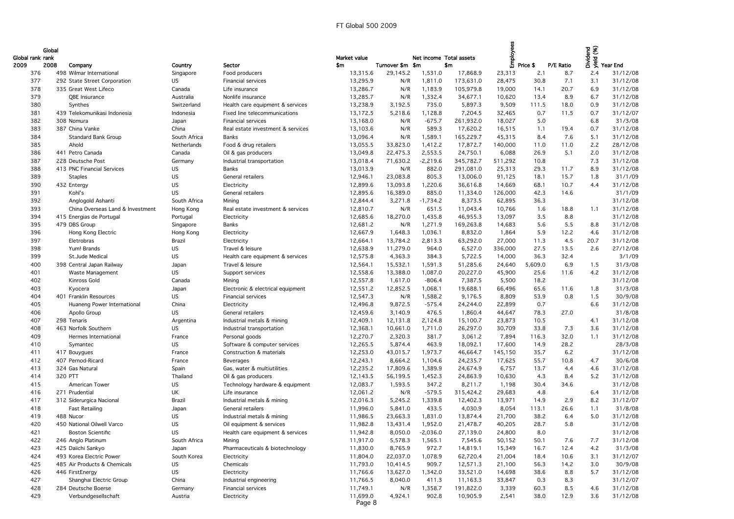# FT Global 500 2009

| Global rank 2009 | Global rank 2008 | Company | Country | Sector | Market value $m | Turnover $m | Net income $m | Total assets $m | Employees | Price $ | P/E Ratio | Dividend yield (%) | Year End |
|---|---|---|---|---|---|---|---|---|---|---|---|---|---|
| 376 | 498 | Wilmar International | Singapore | Food producers | 13,315.6 | 29,145.2 | 1,531.0 | 17,868.9 | 23,313 | 2.1 | 8.7 | 2.4 | 31/12/08 |
| 377 | 292 | State Street Corporation | US | Financial services | 13,295.9 | N/R | 1,811.0 | 173,631.0 | 28,475 | 30.8 | 7.1 | 3.1 | 31/12/08 |
| 378 | 335 | Great West Lifeco | Canada | Life insurance | 13,286.7 | N/R | 1,183.9 | 105,979.8 | 19,000 | 14.1 | 20.7 | 6.9 | 31/12/08 |
| 379 | | QBE Insurance | Australia | Nonlife insurance | 13,285.7 | N/R | 1,332.4 | 34,677.1 | 10,620 | 13.4 | 8.9 | 6.7 | 31/12/08 |
| 380 | | Synthes | Switzerland | Health care equipment & services | 13,238.9 | 3,192.5 | 735.0 | 5,897.3 | 9,509 | 111.5 | 18.0 | 0.9 | 31/12/08 |
| 381 | 439 | Telekomunikasi Indonesia | Indonesia | Fixed line telecommunications | 13,172.5 | 5,218.6 | 1,128.8 | 7,204.5 | 32,465 | 0.7 | 11.5 | 0.7 | 31/12/07 |
| 382 | 308 | Nomura | Japan | Financial services | 13,168.0 | N/R | -675.7 | 261,932.0 | 18,027 | 5.0 | | 6.8 | 31/3/08 |
| 383 | 387 | China Vanke | China | Real estate investment & services | 13,103.6 | N/R | 589.3 | 17,620.2 | 16,515 | 1.1 | 19.4 | 0.7 | 31/12/08 |
| 384 | | Standard Bank Group | South Africa | Banks | 13,096.4 | N/R | 1,589.1 | 165,229.7 | 45,315 | 8.4 | 7.6 | 5.1 | 31/12/08 |
| 385 | | Ahold | Netherlands | Food & drug retailers | 13,055.5 | 33,823.0 | 1,412.2 | 17,872.7 | 140,000 | 11.0 | 11.0 | 2.2 | 28/12/08 |
| 386 | 441 | Petro Canada | Canada | Oil & gas producers | 13,049.8 | 22,475.3 | 2,553.5 | 24,750.1 | 6,088 | 26.9 | 5.1 | 2.0 | 31/12/08 |
| 387 | 228 | Deutsche Post | Germany | Industrial transportation | 13,018.4 | 71,630.2 | -2,219.6 | 345,782.7 | 511,292 | 10.8 | | 7.3 | 31/12/08 |
| 388 | 413 | PNC Financial Services | US | Banks | 13,013.9 | N/R | 882.0 | 291,081.0 | 25,313 | 29.3 | 11.7 | 8.9 | 31/12/08 |
| 389 | | Staples | US | General retailers | 12,946.1 | 23,083.8 | 805.3 | 13,006.0 | 91,125 | 18.1 | 15.7 | 1.8 | 31/1/09 |
| 390 | 432 | Entergy | US | Electricity | 12,899.6 | 13,093.8 | 1,220.6 | 36,616.8 | 14,669 | 68.1 | 10.7 | 4.4 | 31/12/08 |
| 391 | | Kohl's | US | General retailers | 12,895.6 | 16,389.0 | 885.0 | 11,334.0 | 126,000 | 42.3 | 14.6 | | 31/1/09 |
| 392 | | Anglogold Ashanti | South Africa | Mining | 12,844.4 | 3,271.8 | -1,734.2 | 8,373.5 | 62,895 | 36.3 | | | 31/12/08 |
| 393 | | China Overseas Land & Investment | Hong Kong | Real estate investment & services | 12,810.7 | N/R | 651.5 | 11,043.4 | 10,766 | 1.6 | 18.8 | 1.1 | 31/12/08 |
| 394 | 415 | Energias de Portugal | Portugal | Electricity | 12,685.6 | 18,270.0 | 1,435.8 | 46,955.3 | 13,097 | 3.5 | 8.8 | | 31/12/08 |
| 395 | 479 | DBS Group | Singapore | Banks | 12,681.2 | N/R | 1,271.9 | 169,263.8 | 14,683 | 5.6 | 5.5 | 8.8 | 31/12/08 |
| 396 | | Hong Kong Electric | Hong Kong | Electricity | 12,667.9 | 1,648.3 | 1,036.1 | 8,832.0 | 1,864 | 5.9 | 12.2 | 4.6 | 31/12/08 |
| 397 | | Eletrobras | Brazil | Electricity | 12,664.1 | 13,784.2 | 2,813.3 | 63,292.0 | 27,000 | 11.3 | 4.5 | 20.7 | 31/12/08 |
| 398 | | Yum! Brands | US | Travel & leisure | 12,638.9 | 11,279.0 | 964.0 | 6,527.0 | 336,000 | 27.5 | 13.5 | 2.6 | 27/12/08 |
| 399 | | St.Jude Medical | US | Health care equipment & services | 12,575.8 | 4,363.3 | 384.3 | 5,722.5 | 14,000 | 36.3 | 32.4 | | 3/1/09 |
| 400 | 398 | Central Japan Railway | Japan | Travel & leisure | 12,564.1 | 15,532.1 | 1,591.3 | 51,285.6 | 24,640 | 5,609.0 | 6.9 | 1.5 | 31/3/08 |
| 401 | | Waste Management | US | Support services | 12,558.6 | 13,388.0 | 1,087.0 | 20,227.0 | 45,900 | 25.6 | 11.6 | 4.2 | 31/12/08 |
| 402 | | Kinross Gold | Canada | Mining | 12,557.8 | 1,617.0 | -806.4 | 7,387.5 | 5,500 | 18.2 | | | 31/12/08 |
| 403 | | Kyocera | Japan | Electronic & electrical equipment | 12,551.2 | 12,852.5 | 1,068.1 | 19,688.1 | 66,496 | 65.6 | 11.6 | 1.8 | 31/3/08 |
| 404 | 401 | Franklin Resources | US | Financial services | 12,547.3 | N/R | 1,588.2 | 9,176.5 | 8,809 | 53.9 | 0.8 | 1.5 | 30/9/08 |
| 405 | | Huaneng Power International | China | Electricity | 12,496.8 | 9,872.5 | -575.4 | 24,244.0 | 22,899 | 0.7 | | 6.6 | 31/12/08 |
| 406 | | Apollo Group | US | General retailers | 12,459.6 | 3,140.9 | 476.5 | 1,860.4 | 44,647 | 78.3 | 27.0 | | 31/8/08 |
| 407 | 298 | Tenaris | Argentina | Industrial metals & mining | 12,409.1 | 12,131.8 | 2,124.8 | 15,100.7 | 23,873 | 10.5 | | 4.1 | 31/12/08 |
| 408 | 463 | Norfolk Southern | US | Industrial transportation | 12,368.1 | 10,661.0 | 1,711.0 | 26,297.0 | 30,709 | 33.8 | 7.3 | 3.6 | 31/12/08 |
| 409 | | Hermes International | France | Personal goods | 12,270.7 | 2,320.3 | 381.7 | 3,061.2 | 7,894 | 116.3 | 32.0 | 1.1 | 31/12/08 |
| 410 | | Symantec | US | Software & computer services | 12,265.5 | 5,874.4 | 463.9 | 18,092.1 | 17,600 | 14.9 | 28.2 | | 28/3/08 |
| 411 | 417 | Bouygues | France | Construction & materials | 12,253.0 | 43,015.7 | 1,973.7 | 46,664.7 | 145,150 | 35.7 | 6.2 | | 31/12/08 |
| 412 | 407 | Pernod-Ricard | France | Beverages | 12,243.1 | 8,664.2 | 1,104.6 | 24,235.7 | 17,625 | 55.7 | 10.8 | 4.7 | 30/6/08 |
| 413 | 324 | Gas Natural | Spain | Gas, water & multiutilities | 12,235.2 | 17,809.6 | 1,389.9 | 24,674.9 | 6,757 | 13.7 | 4.4 | 4.6 | 31/12/08 |
| 414 | 320 | PTT | Thailand | Oil & gas producers | 12,143.5 | 56,199.5 | 1,452.3 | 24,863.9 | 10,630 | 4.3 | 8.4 | 5.2 | 31/12/08 |
| 415 | | American Tower | US | Technology hardware & equipment | 12,083.7 | 1,593.5 | 347.2 | 8,211.7 | 1,198 | 30.4 | 34.6 | | 31/12/08 |
| 416 | 271 | Prudential | UK | Life insurance | 12,061.2 | N/R | -579.5 | 315,424.2 | 29,683 | 4.8 | | 6.4 | 31/12/08 |
| 417 | 312 | Siderurgica Nacional | Brazil | Industrial metals & mining | 12,016.3 | 5,245.2 | 1,339.8 | 12,402.3 | 13,971 | 14.9 | 2.9 | 8.2 | 31/12/07 |
| 418 | | Fast Retailing | Japan | General retailers | 11,996.0 | 5,841.0 | 433.5 | 4,030.9 | 8,054 | 113.1 | 26.6 | 1.1 | 31/8/08 |
| 419 | 488 | Nucor | US | Industrial metals & mining | 11,986.5 | 23,663.3 | 1,831.0 | 13,874.4 | 21,700 | 38.2 | 6.4 | 5.0 | 31/12/08 |
| 420 | 450 | National Oilwell Varco | US | Oil equipment & services | 11,982.8 | 13,431.4 | 1,952.0 | 21,478.7 | 40,205 | 28.7 | 5.8 | | 31/12/08 |
| 421 | | Boston Scientific | US | Health care equipment & services | 11,942.8 | 8,050.0 | -2,036.0 | 27,139.0 | 24,800 | 8.0 | | | 31/12/08 |
| 422 | 246 | Anglo Platinum | South Africa | Mining | 11,917.0 | 5,578.3 | 1,565.1 | 7,545.6 | 50,152 | 50.1 | 7.6 | 7.7 | 31/12/08 |
| 423 | 425 | Daiichi Sankyo | Japan | Pharmaceuticals & biotechnology | 11,830.0 | 8,765.9 | 972.7 | 14,819.1 | 15,349 | 16.7 | 12.4 | 4.2 | 31/3/08 |
| 424 | 493 | Korea Electric Power | South Korea | Electricity | 11,804.0 | 22,037.0 | 1,078.9 | 62,720.4 | 21,004 | 18.4 | 10.6 | 3.1 | 31/12/07 |
| 425 | 485 | Air Products & Chemicals | US | Chemicals | 11,793.0 | 10,414.5 | 909.7 | 12,571.3 | 21,100 | 56.3 | 14.2 | 3.0 | 30/9/08 |
| 426 | 446 | FirstEnergy | US | Electricity | 11,766.6 | 13,627.0 | 1,342.0 | 33,521.0 | 14,698 | 38.6 | 8.8 | 5.7 | 31/12/08 |
| 427 | | Shanghai Electric Group | China | Industrial engineering | 11,766.5 | 8,040.0 | 411.3 | 11,163.3 | 33,847 | 0.3 | 8.3 | | 31/12/07 |
| 428 | 284 | Deutsche Boerse | Germany | Financial services | 11,749.1 | N/R | 1,358.7 | 191,822.0 | 3,339 | 60.3 | 8.5 | 4.6 | 31/12/08 |
| 429 | | Verbundgesellschaft | Austria | Electricity | 11,699.0 | 4,924.1 | 902.8 | 10,905.9 | 2,541 | 38.0 | 12.9 | 3.6 | 31/12/08 |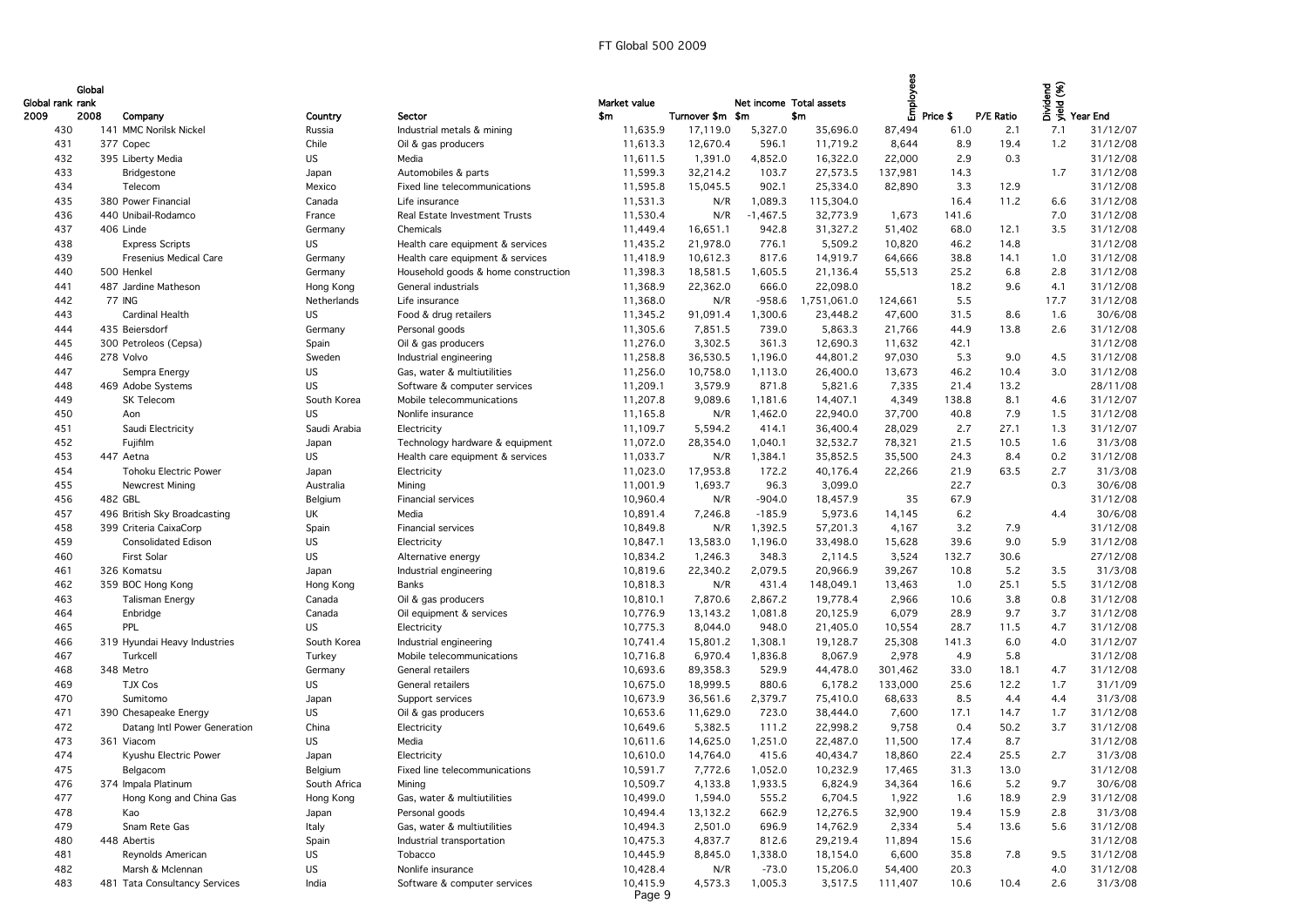# FT Global 500 2009

| Global rank 2009 | Global rank 2008 | Company | Country | Sector | Market value $m | Turnover $m | Net income $m | Total assets $m | Employees | Price $ | P/E Ratio | Dividend yield (%) | Year End |
|---|---|---|---|---|---|---|---|---|---|---|---|---|---|
| 430 | 141 | MMC Norilsk Nickel | Russia | Industrial metals & mining | 11,635.9 | 17,119.0 | 5,327.0 | 35,696.0 | 87,494 | 61.0 | 2.1 | 7.1 | 31/12/07 |
| 431 | 377 | Copec | Chile | Oil & gas producers | 11,613.3 | 12,670.4 | 596.1 | 11,719.2 | 8,644 | 8.9 | 19.4 | 1.2 | 31/12/08 |
| 432 | 395 | Liberty Media | US | Media | 11,611.5 | 1,391.0 | 4,852.0 | 16,322.0 | 22,000 | 2.9 | 0.3 | | 31/12/08 |
| 433 | | Bridgestone | Japan | Automobiles & parts | 11,599.3 | 32,214.2 | 103.7 | 27,573.5 | 137,981 | 14.3 | | 1.7 | 31/12/08 |
| 434 | | Telecom | Mexico | Fixed line telecommunications | 11,595.8 | 15,045.5 | 902.1 | 25,334.0 | 82,890 | 3.3 | 12.9 | | 31/12/08 |
| 435 | 380 | Power Financial | Canada | Life insurance | 11,531.3 | N/R | 1,089.3 | 115,304.0 | | 16.4 | 11.2 | 6.6 | 31/12/08 |
| 436 | 440 | Unibail-Rodamco | France | Real Estate Investment Trusts | 11,530.4 | N/R | -1,467.5 | 32,773.9 | 1,673 | 141.6 | | 7.0 | 31/12/08 |
| 437 | 406 | Linde | Germany | Chemicals | 11,449.4 | 16,651.1 | 942.8 | 31,327.2 | 51,402 | 68.0 | 12.1 | 3.5 | 31/12/08 |
| 438 | | Express Scripts | US | Health care equipment & services | 11,435.2 | 21,978.0 | 776.1 | 5,509.2 | 10,820 | 46.2 | 14.8 | | 31/12/08 |
| 439 | | Fresenius Medical Care | Germany | Health care equipment & services | 11,418.9 | 10,612.3 | 817.6 | 14,919.7 | 64,666 | 38.8 | 14.1 | 1.0 | 31/12/08 |
| 440 | 500 | Henkel | Germany | Household goods & home construction | 11,398.3 | 18,581.5 | 1,605.5 | 21,136.4 | 55,513 | 25.2 | 6.8 | 2.8 | 31/12/08 |
| 441 | 487 | Jardine Matheson | Hong Kong | General industrials | 11,368.9 | 22,362.0 | 666.0 | 22,098.0 | | 18.2 | 9.6 | 4.1 | 31/12/08 |
| 442 | 77 | ING | Netherlands | Life insurance | 11,368.0 | N/R | -958.6 | 1,751,061.0 | 124,661 | 5.5 | | 17.7 | 31/12/08 |
| 443 | | Cardinal Health | US | Food & drug retailers | 11,345.2 | 91,091.4 | 1,300.6 | 23,448.2 | 47,600 | 31.5 | 8.6 | 1.6 | 30/6/08 |
| 444 | 435 | Beiersdorf | Germany | Personal goods | 11,305.6 | 7,851.5 | 739.0 | 5,863.3 | 21,766 | 44.9 | 13.8 | 2.6 | 31/12/08 |
| 445 | 300 | Petroleos (Cepsa) | Spain | Oil & gas producers | 11,276.0 | 3,302.5 | 361.3 | 12,690.3 | 11,632 | 42.1 | | | 31/12/08 |
| 446 | 278 | Volvo | Sweden | Industrial engineering | 11,258.8 | 36,530.5 | 1,196.0 | 44,801.2 | 97,030 | 5.3 | 9.0 | 4.5 | 31/12/08 |
| 447 | | Sempra Energy | US | Gas, water & multiutilities | 11,256.0 | 10,758.0 | 1,113.0 | 26,400.0 | 13,673 | 46.2 | 10.4 | 3.0 | 31/12/08 |
| 448 | 469 | Adobe Systems | US | Software & computer services | 11,209.1 | 3,579.9 | 871.8 | 5,821.6 | 7,335 | 21.4 | 13.2 | | 28/11/08 |
| 449 | | SK Telecom | South Korea | Mobile telecommunications | 11,207.8 | 9,089.6 | 1,181.6 | 14,407.1 | 4,349 | 138.8 | 8.1 | 4.6 | 31/12/07 |
| 450 | | Aon | US | Nonlife insurance | 11,165.8 | N/R | 1,462.0 | 22,940.0 | 37,700 | 40.8 | 7.9 | 1.5 | 31/12/08 |
| 451 | | Saudi Electricity | Saudi Arabia | Electricity | 11,109.7 | 5,594.2 | 414.1 | 36,400.4 | 28,029 | 2.7 | 27.1 | 1.3 | 31/12/07 |
| 452 | | Fujifilm | Japan | Technology hardware & equipment | 11,072.0 | 28,354.0 | 1,040.1 | 32,532.7 | 78,321 | 21.5 | 10.5 | 1.6 | 31/3/08 |
| 453 | 447 | Aetna | US | Health care equipment & services | 11,033.7 | N/R | 1,384.1 | 35,852.5 | 35,500 | 24.3 | 8.4 | 0.2 | 31/12/08 |
| 454 | | Tohoku Electric Power | Japan | Electricity | 11,023.0 | 17,953.8 | 172.2 | 40,176.4 | 22,266 | 21.9 | 63.5 | 2.7 | 31/3/08 |
| 455 | | Newcrest Mining | Australia | Mining | 11,001.9 | 1,693.7 | 96.3 | 3,099.0 | | 22.7 | | 0.3 | 30/6/08 |
| 456 | 482 | GBL | Belgium | Financial services | 10,960.4 | N/R | -904.0 | 18,457.9 | 35 | 67.9 | | | 31/12/08 |
| 457 | 496 | British Sky Broadcasting | UK | Media | 10,891.4 | 7,246.8 | -185.9 | 5,973.6 | 14,145 | 6.2 | | 4.4 | 30/6/08 |
| 458 | 399 | Criteria CaixaCorp | Spain | Financial services | 10,849.8 | N/R | 1,392.5 | 57,201.3 | 4,167 | 3.2 | 7.9 | | 31/12/08 |
| 459 | | Consolidated Edison | US | Electricity | 10,847.1 | 13,583.0 | 1,196.0 | 33,498.0 | 15,628 | 39.6 | 9.0 | 5.9 | 31/12/08 |
| 460 | | First Solar | US | Alternative energy | 10,834.2 | 1,246.3 | 348.3 | 2,114.5 | 3,524 | 132.7 | 30.6 | | 27/12/08 |
| 461 | 326 | Komatsu | Japan | Industrial engineering | 10,819.6 | 22,340.2 | 2,079.5 | 20,966.9 | 39,267 | 10.8 | 5.2 | 3.5 | 31/3/08 |
| 462 | 359 | BOC Hong Kong | Hong Kong | Banks | 10,818.3 | N/R | 431.4 | 148,049.1 | 13,463 | 1.0 | 25.1 | 5.5 | 31/12/08 |
| 463 | | Talisman Energy | Canada | Oil & gas producers | 10,810.1 | 7,870.6 | 2,867.2 | 19,778.4 | 2,966 | 10.6 | 3.8 | 0.8 | 31/12/08 |
| 464 | | Enbridge | Canada | Oil equipment & services | 10,776.9 | 13,143.2 | 1,081.8 | 20,125.9 | 6,079 | 28.9 | 9.7 | 3.7 | 31/12/08 |
| 465 | | PPL | US | Electricity | 10,775.3 | 8,044.0 | 948.0 | 21,405.0 | 10,554 | 28.7 | 11.5 | 4.7 | 31/12/08 |
| 466 | 319 | Hyundai Heavy Industries | South Korea | Industrial engineering | 10,741.4 | 15,801.2 | 1,308.1 | 19,128.7 | 25,308 | 141.3 | 6.0 | 4.0 | 31/12/07 |
| 467 | | Turkcell | Turkey | Mobile telecommunications | 10,716.8 | 6,970.4 | 1,836.8 | 8,067.9 | 2,978 | 4.9 | 5.8 | | 31/12/08 |
| 468 | 348 | Metro | Germany | General retailers | 10,693.6 | 89,358.3 | 529.9 | 44,478.0 | 301,462 | 33.0 | 18.1 | 4.7 | 31/12/08 |
| 469 | | TJX Cos | US | General retailers | 10,675.0 | 18,999.5 | 880.6 | 6,178.2 | 133,000 | 25.6 | 12.2 | 1.7 | 31/1/09 |
| 470 | | Sumitomo | Japan | Support services | 10,673.9 | 36,561.6 | 2,379.7 | 75,410.0 | 68,633 | 8.5 | 4.4 | 4.4 | 31/3/08 |
| 471 | 390 | Chesapeake Energy | US | Oil & gas producers | 10,653.6 | 11,629.0 | 723.0 | 38,444.0 | 7,600 | 17.1 | 14.7 | 1.7 | 31/12/08 |
| 472 | | Datang Intl Power Generation | China | Electricity | 10,649.6 | 5,382.5 | 111.2 | 22,998.2 | 9,758 | 0.4 | 50.2 | 3.7 | 31/12/08 |
| 473 | 361 | Viacom | US | Media | 10,611.6 | 14,625.0 | 1,251.0 | 22,487.0 | 11,500 | 17.4 | 8.7 | | 31/12/08 |
| 474 | | Kyushu Electric Power | Japan | Electricity | 10,610.0 | 14,764.0 | 415.6 | 40,434.7 | 18,860 | 22.4 | 25.5 | 2.7 | 31/3/08 |
| 475 | | Belgacom | Belgium | Fixed line telecommunications | 10,591.7 | 7,772.6 | 1,052.0 | 10,232.9 | 17,465 | 31.3 | 13.0 | | 31/12/08 |
| 476 | 374 | Impala Platinum | South Africa | Mining | 10,509.7 | 4,133.8 | 1,933.5 | 6,824.9 | 34,364 | 16.6 | 5.2 | 9.7 | 30/6/08 |
| 477 | | Hong Kong and China Gas | Hong Kong | Gas, water & multiutilities | 10,499.0 | 1,594.0 | 555.2 | 6,704.5 | 1,922 | 1.6 | 18.9 | 2.9 | 31/12/08 |
| 478 | | Kao | Japan | Personal goods | 10,494.4 | 13,132.2 | 662.9 | 12,276.5 | 32,900 | 19.4 | 15.9 | 2.8 | 31/3/08 |
| 479 | | Snam Rete Gas | Italy | Gas, water & multiutilities | 10,494.3 | 2,501.0 | 696.9 | 14,762.9 | 2,334 | 5.4 | 13.6 | 5.6 | 31/12/08 |
| 480 | 448 | Abertis | Spain | Industrial transportation | 10,475.3 | 4,837.7 | 812.6 | 29,219.4 | 11,894 | 15.6 | | | 31/12/08 |
| 481 | | Reynolds American | US | Tobacco | 10,445.9 | 8,845.0 | 1,338.0 | 18,154.0 | 6,600 | 35.8 | 7.8 | 9.5 | 31/12/08 |
| 482 | | Marsh & Mclennan | US | Nonlife insurance | 10,428.4 | N/R | -73.0 | 15,206.0 | 54,400 | 20.3 | | 4.0 | 31/12/08 |
| 483 | 481 | Tata Consultancy Services | India | Software & computer services | 10,415.9 | 4,573.3 | 1,005.3 | 3,517.5 | 111,407 | 10.6 | 10.4 | 2.6 | 31/3/08 |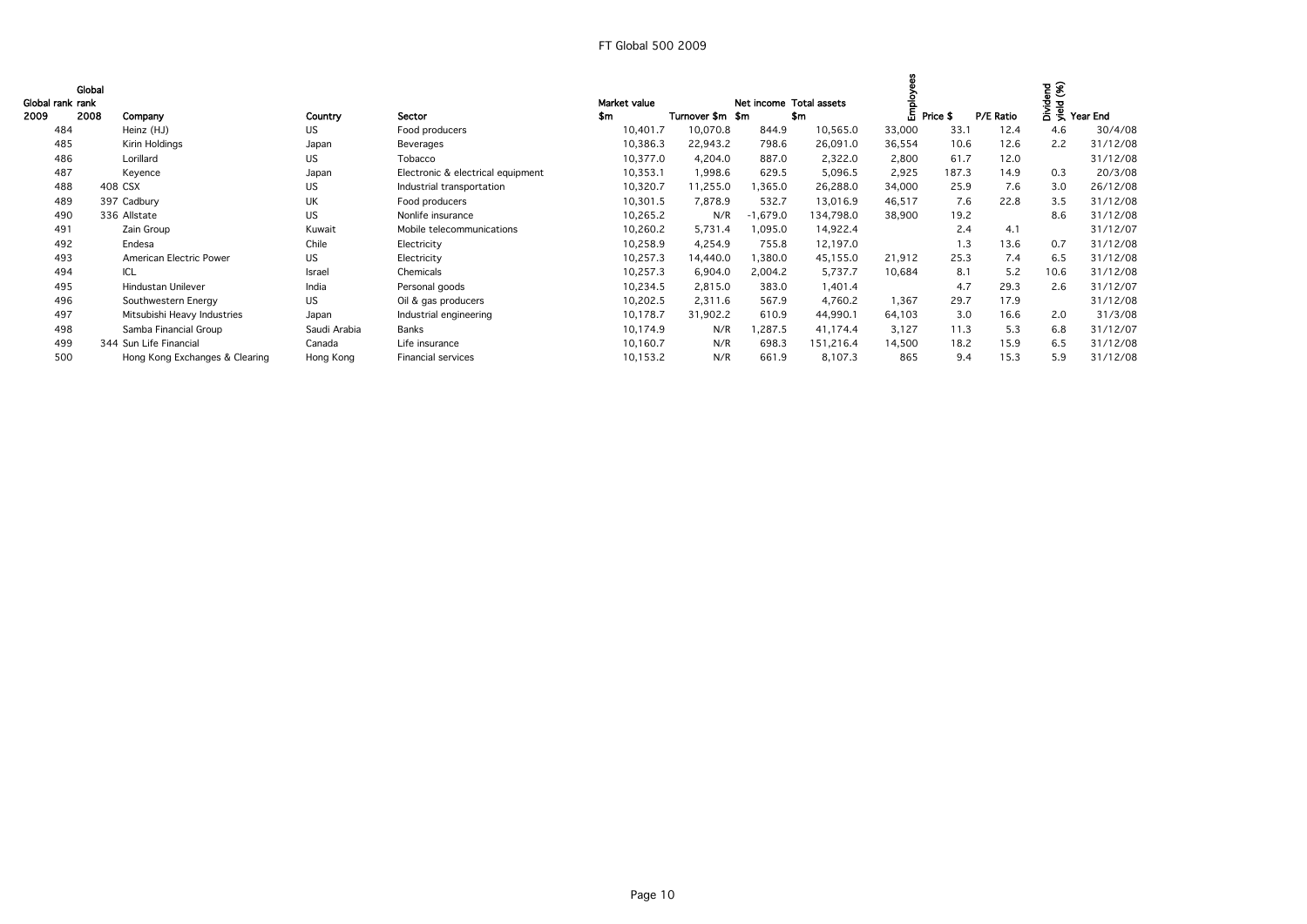FT Global 500 2009

| Global rank 2009 | Global rank 2008 | Company | Country | Sector | Market value $m | Turnover $m | Net income $m | Total assets $m | Employees | Price $ | P/E Ratio | Dividend yield (%) | Year End |
|---|---|---|---|---|---|---|---|---|---|---|---|---|---|
| 484 | | Heinz (HJ) | US | Food producers | 10,401.7 | 10,070.8 | 844.9 | 10,565.0 | 33,000 | 33.1 | 12.4 | 4.6 | 30/4/08 |
| 485 | | Kirin Holdings | Japan | Beverages | 10,386.3 | 22,943.2 | 798.6 | 26,091.0 | 36,554 | 10.6 | 12.6 | 2.2 | 31/12/08 |
| 486 | | Lorillard | US | Tobacco | 10,377.0 | 4,204.0 | 887.0 | 2,322.0 | 2,800 | 61.7 | 12.0 | | 31/12/08 |
| 487 | | Keyence | Japan | Electronic & electrical equipment | 10,353.1 | 1,998.6 | 629.5 | 5,096.5 | 2,925 | 187.3 | 14.9 | 0.3 | 20/3/08 |
| 488 | 408 | CSX | US | Industrial transportation | 10,320.7 | 11,255.0 | 1,365.0 | 26,288.0 | 34,000 | 25.9 | 7.6 | 3.0 | 26/12/08 |
| 489 | 397 | Cadbury | UK | Food producers | 10,301.5 | 7,878.9 | 532.7 | 13,016.9 | 46,517 | 7.6 | 22.8 | 3.5 | 31/12/08 |
| 490 | 336 | Allstate | US | Nonlife insurance | 10,265.2 | N/R | -1,679.0 | 134,798.0 | 38,900 | 19.2 | | 8.6 | 31/12/08 |
| 491 | | Zain Group | Kuwait | Mobile telecommunications | 10,260.2 | 5,731.4 | 1,095.0 | 14,922.4 | | 2.4 | 4.1 | | 31/12/07 |
| 492 | | Endesa | Chile | Electricity | 10,258.9 | 4,254.9 | 755.8 | 12,197.0 | | 1.3 | 13.6 | 0.7 | 31/12/08 |
| 493 | | American Electric Power | US | Electricity | 10,257.3 | 14,440.0 | 1,380.0 | 45,155.0 | 21,912 | 25.3 | 7.4 | 6.5 | 31/12/08 |
| 494 | | ICL | Israel | Chemicals | 10,257.3 | 6,904.0 | 2,004.2 | 5,737.7 | 10,684 | 8.1 | 5.2 | 10.6 | 31/12/08 |
| 495 | | Hindustan Unilever | India | Personal goods | 10,234.5 | 2,815.0 | 383.0 | 1,401.4 | | 4.7 | 29.3 | 2.6 | 31/12/07 |
| 496 | | Southwestern Energy | US | Oil & gas producers | 10,202.5 | 2,311.6 | 567.9 | 4,760.2 | 1,367 | 29.7 | 17.9 | | 31/12/08 |
| 497 | | Mitsubishi Heavy Industries | Japan | Industrial engineering | 10,178.7 | 31,902.2 | 610.9 | 44,990.1 | 64,103 | 3.0 | 16.6 | 2.0 | 31/3/08 |
| 498 | | Samba Financial Group | Saudi Arabia | Banks | 10,174.9 | N/R | 1,287.5 | 41,174.4 | 3,127 | 11.3 | 5.3 | 6.8 | 31/12/07 |
| 499 | 344 | Sun Life Financial | Canada | Life insurance | 10,160.7 | N/R | 698.3 | 151,216.4 | 14,500 | 18.2 | 15.9 | 6.5 | 31/12/08 |
| 500 | | Hong Kong Exchanges & Clearing | Hong Kong | Financial services | 10,153.2 | N/R | 661.9 | 8,107.3 | 865 | 9.4 | 15.3 | 5.9 | 31/12/08 |